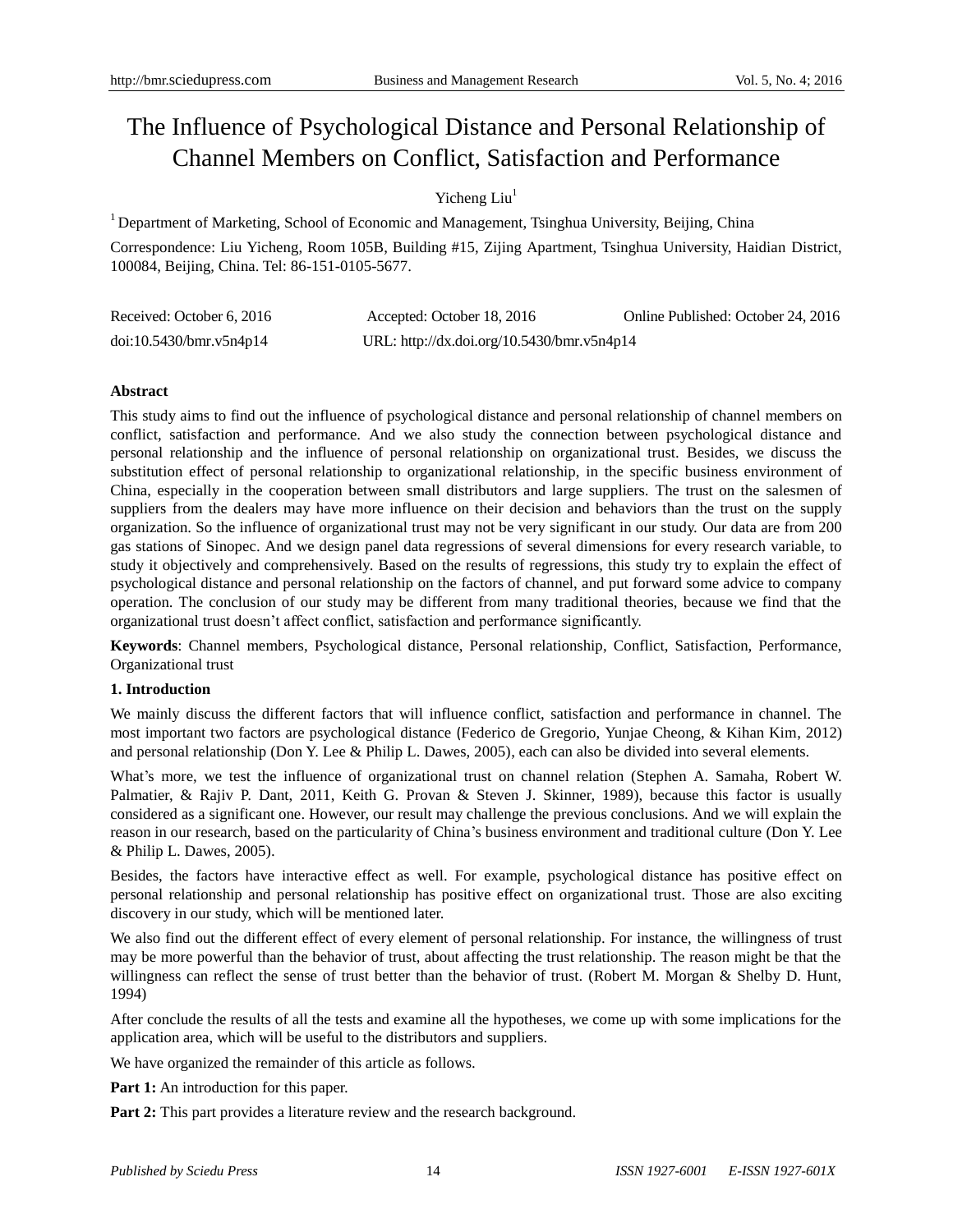# The Influence of Psychological Distance and Personal Relationship of Channel Members on Conflict, Satisfaction and Performance

Yicheng Liu[1]

[1] Department of Marketing, School of Economic and Management, Tsinghua University, Beijing, China

Correspondence: Liu Yicheng, Room 105B, Building #15, Zijing Apartment, Tsinghua University, Haidian District, 100084, Beijing, China. Tel: 86-151-0105-5677.

Received: October 6, 2016 Accepted: October 18, 2016 Online Published: October 24, 2016

doi:10.5430/bmr.v5n4p14 URL: http://dx.doi.org/10.5430/bmr.v5n4p14

**Abstract**

This study aims to find out the influence of psychological distance and personal relationship of channel members on conflict, satisfaction and performance. And we also study the connection between psychological distance and personal relationship and the influence of personal relationship on organizational trust. Besides, we discuss the substitution effect of personal relationship to organizational relationship, in the specific business environment of China, especially in the cooperation between small distributors and large suppliers. The trust on the salesmen of suppliers from the dealers may have more influence on their decision and behaviors than the trust on the supply organization. So the influence of organizational trust may not be very significant in our study. Our data are from 200 gas stations of Sinopec. And we design panel data regressions of several dimensions for every research variable, to study it objectively and comprehensively. Based on the results of regressions, this study try to explain the effect of psychological distance and personal relationship on the factors of channel, and put forward some advice to company operation. The conclusion of our study may be different from many traditional theories, because we find that the organizational trust doesn't affect conflict, satisfaction and performance significantly.

**Keywords**: Channel members, Psychological distance, Personal relationship, Conflict, Satisfaction, Performance, Organizational trust

## 1. Introduction

We mainly discuss the different factors that will influence conflict, satisfaction and performance in channel. The most important two factors are psychological distance (Federico de Gregorio, Yunjae Cheong, & Kihan Kim, 2012) and personal relationship (Don Y. Lee & Philip L. Dawes, 2005), each can also be divided into several elements.

What's more, we test the influence of organizational trust on channel relation (Stephen A. Samaha, Robert W. Palmatier, & Rajiv P. Dant, 2011, Keith G. Provan & Steven J. Skinner, 1989), because this factor is usually considered as a significant one. However, our result may challenge the previous conclusions. And we will explain the reason in our research, based on the particularity of China's business environment and traditional culture (Don Y. Lee & Philip L. Dawes, 2005).

Besides, the factors have interactive effect as well. For example, psychological distance has positive effect on personal relationship and personal relationship has positive effect on organizational trust. Those are also exciting discovery in our study, which will be mentioned later.

We also find out the different effect of every element of personal relationship. For instance, the willingness of trust may be more powerful than the behavior of trust, about affecting the trust relationship. The reason might be that the willingness can reflect the sense of trust better than the behavior of trust. (Robert M. Morgan & Shelby D. Hunt, 1994)

After conclude the results of all the tests and examine all the hypotheses, we come up with some implications for the application area, which will be useful to the distributors and suppliers.

We have organized the remainder of this article as follows.

**Part 1:** An introduction for this paper.

**Part 2:** This part provides a literature review and the research background.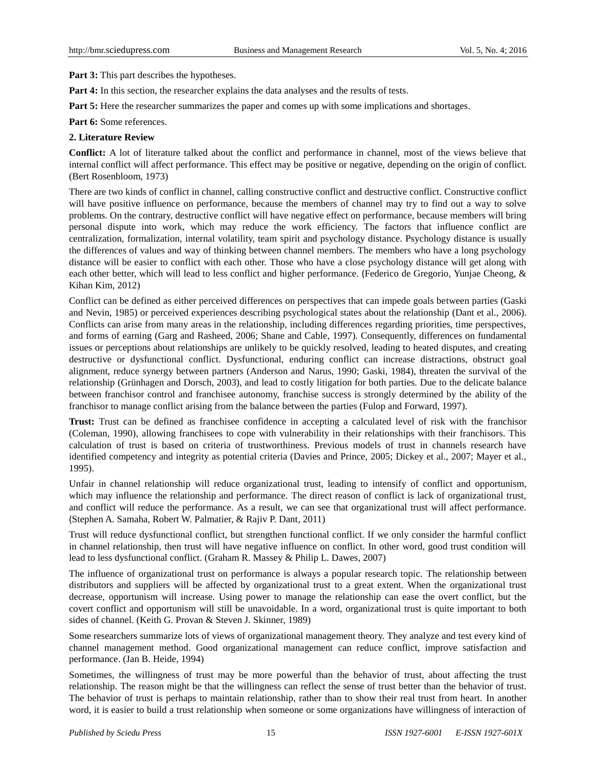**Part 3:** This part describes the hypotheses.

**Part 4:** In this section, the researcher explains the data analyses and the results of tests.

**Part 5:** Here the researcher summarizes the paper and comes up with some implications and shortages.

**Part 6:** Some references.

## 2. Literature Review

**Conflict:** A lot of literature talked about the conflict and performance in channel, most of the views believe that internal conflict will affect performance. This effect may be positive or negative, depending on the origin of conflict. (Bert Rosenbloom, 1973)

There are two kinds of conflict in channel, calling constructive conflict and destructive conflict. Constructive conflict will have positive influence on performance, because the members of channel may try to find out a way to solve problems. On the contrary, destructive conflict will have negative effect on performance, because members will bring personal dispute into work, which may reduce the work efficiency. The factors that influence conflict are centralization, formalization, internal volatility, team spirit and psychology distance. Psychology distance is usually the differences of values and way of thinking between channel members. The members who have a long psychology distance will be easier to conflict with each other. Those who have a close psychology distance will get along with each other better, which will lead to less conflict and higher performance. (Federico de Gregorio, Yunjae Cheong, & Kihan Kim, 2012)

Conflict can be defined as either perceived differences on perspectives that can impede goals between parties (Gaski and Nevin, 1985) or perceived experiences describing psychological states about the relationship (Dant et al., 2006). Conflicts can arise from many areas in the relationship, including differences regarding priorities, time perspectives, and forms of earning (Garg and Rasheed, 2006; Shane and Cable, 1997). Consequently, differences on fundamental issues or perceptions about relationships are unlikely to be quickly resolved, leading to heated disputes, and creating destructive or dysfunctional conflict. Dysfunctional, enduring conflict can increase distractions, obstruct goal alignment, reduce synergy between partners (Anderson and Narus, 1990; Gaski, 1984), threaten the survival of the relationship (Grünhagen and Dorsch, 2003), and lead to costly litigation for both parties. Due to the delicate balance between franchisor control and franchisee autonomy, franchise success is strongly determined by the ability of the franchisor to manage conflict arising from the balance between the parties (Fulop and Forward, 1997).

**Trust:** Trust can be defined as franchisee confidence in accepting a calculated level of risk with the franchisor (Coleman, 1990), allowing franchisees to cope with vulnerability in their relationships with their franchisors. This calculation of trust is based on criteria of trustworthiness. Previous models of trust in channels research have identified competency and integrity as potential criteria (Davies and Prince, 2005; Dickey et al., 2007; Mayer et al., 1995).

Unfair in channel relationship will reduce organizational trust, leading to intensify of conflict and opportunism, which may influence the relationship and performance. The direct reason of conflict is lack of organizational trust, and conflict will reduce the performance. As a result, we can see that organizational trust will affect performance. (Stephen A. Samaha, Robert W. Palmatier, & Rajiv P. Dant, 2011)

Trust will reduce dysfunctional conflict, but strengthen functional conflict. If we only consider the harmful conflict in channel relationship, then trust will have negative influence on conflict. In other word, good trust condition will lead to less dysfunctional conflict. (Graham R. Massey & Philip L. Dawes, 2007)

The influence of organizational trust on performance is always a popular research topic. The relationship between distributors and suppliers will be affected by organizational trust to a great extent. When the organizational trust decrease, opportunism will increase. Using power to manage the relationship can ease the overt conflict, but the covert conflict and opportunism will still be unavoidable. In a word, organizational trust is quite important to both sides of channel. (Keith G. Provan & Steven J. Skinner, 1989)

Some researchers summarize lots of views of organizational management theory. They analyze and test every kind of channel management method. Good organizational management can reduce conflict, improve satisfaction and performance. (Jan B. Heide, 1994)

Sometimes, the willingness of trust may be more powerful than the behavior of trust, about affecting the trust relationship. The reason might be that the willingness can reflect the sense of trust better than the behavior of trust. The behavior of trust is perhaps to maintain relationship, rather than to show their real trust from heart. In another word, it is easier to build a trust relationship when someone or some organizations have willingness of interaction of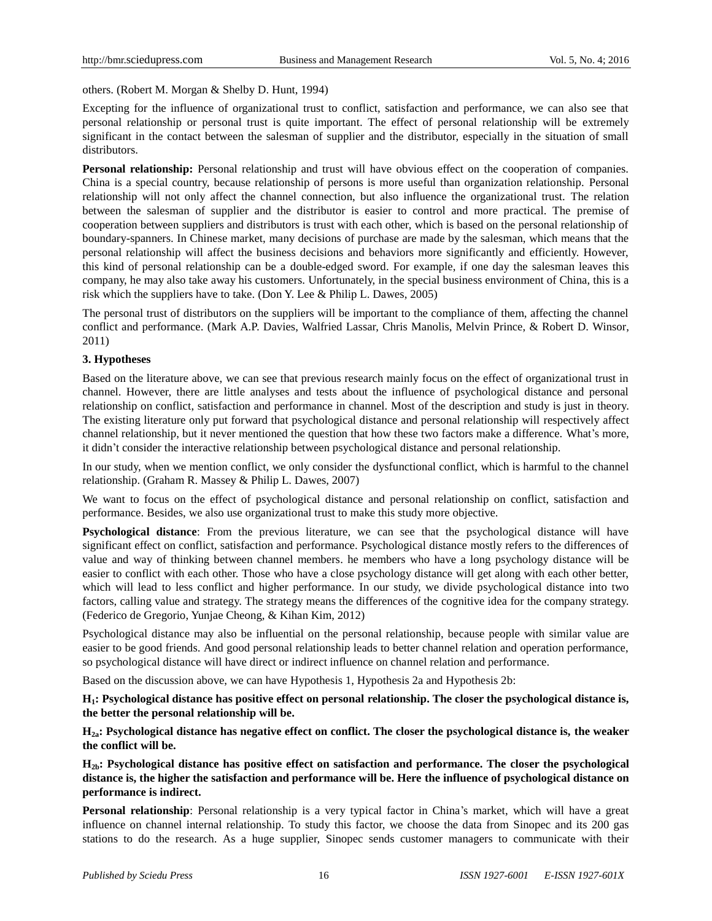others. (Robert M. Morgan & Shelby D. Hunt, 1994)

Excepting for the influence of organizational trust to conflict, satisfaction and performance, we can also see that personal relationship or personal trust is quite important. The effect of personal relationship will be extremely significant in the contact between the salesman of supplier and the distributor, especially in the situation of small distributors.

**Personal relationship:** Personal relationship and trust will have obvious effect on the cooperation of companies. China is a special country, because relationship of persons is more useful than organization relationship. Personal relationship will not only affect the channel connection, but also influence the organizational trust. The relation between the salesman of supplier and the distributor is easier to control and more practical. The premise of cooperation between suppliers and distributors is trust with each other, which is based on the personal relationship of boundary-spanners. In Chinese market, many decisions of purchase are made by the salesman, which means that the personal relationship will affect the business decisions and behaviors more significantly and efficiently. However, this kind of personal relationship can be a double-edged sword. For example, if one day the salesman leaves this company, he may also take away his customers. Unfortunately, in the special business environment of China, this is a risk which the suppliers have to take. (Don Y. Lee & Philip L. Dawes, 2005)

The personal trust of distributors on the suppliers will be important to the compliance of them, affecting the channel conflict and performance. (Mark A.P. Davies, Walfried Lassar, Chris Manolis, Melvin Prince, & Robert D. Winsor, 2011)

## 3. Hypotheses

Based on the literature above, we can see that previous research mainly focus on the effect of organizational trust in channel. However, there are little analyses and tests about the influence of psychological distance and personal relationship on conflict, satisfaction and performance in channel. Most of the description and study is just in theory. The existing literature only put forward that psychological distance and personal relationship will respectively affect channel relationship, but it never mentioned the question that how these two factors make a difference. What's more, it didn't consider the interactive relationship between psychological distance and personal relationship.

In our study, when we mention conflict, we only consider the dysfunctional conflict, which is harmful to the channel relationship. (Graham R. Massey & Philip L. Dawes, 2007)

We want to focus on the effect of psychological distance and personal relationship on conflict, satisfaction and performance. Besides, we also use organizational trust to make this study more objective.

**Psychological distance**: From the previous literature, we can see that the psychological distance will have significant effect on conflict, satisfaction and performance. Psychological distance mostly refers to the differences of value and way of thinking between channel members. he members who have a long psychology distance will be easier to conflict with each other. Those who have a close psychology distance will get along with each other better, which will lead to less conflict and higher performance. In our study, we divide psychological distance into two factors, calling value and strategy. The strategy means the differences of the cognitive idea for the company strategy. (Federico de Gregorio, Yunjae Cheong, & Kihan Kim, 2012)

Psychological distance may also be influential on the personal relationship, because people with similar value are easier to be good friends. And good personal relationship leads to better channel relation and operation performance, so psychological distance will have direct or indirect influence on channel relation and performance.

Based on the discussion above, we can have Hypothesis 1, Hypothesis 2a and Hypothesis 2b:

**$H_1$: Psychological distance has positive effect on personal relationship. The closer the psychological distance is, the better the personal relationship will be.**

**$H_{2a}$: Psychological distance has negative effect on conflict. The closer the psychological distance is, the weaker the conflict will be.**

**$H_{2b}$: Psychological distance has positive effect on satisfaction and performance. The closer the psychological distance is, the higher the satisfaction and performance will be. Here the influence of psychological distance on performance is indirect.**

**Personal relationship**: Personal relationship is a very typical factor in China's market, which will have a great influence on channel internal relationship. To study this factor, we choose the data from Sinopec and its 200 gas stations to do the research. As a huge supplier, Sinopec sends customer managers to communicate with their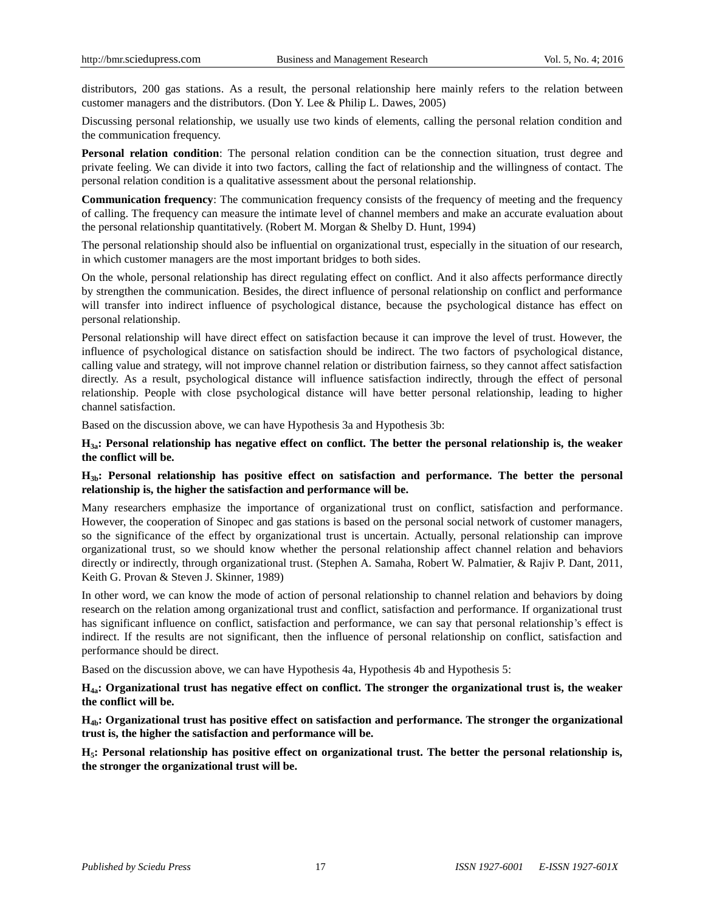distributors, 200 gas stations. As a result, the personal relationship here mainly refers to the relation between customer managers and the distributors. (Don Y. Lee & Philip L. Dawes, 2005)

Discussing personal relationship, we usually use two kinds of elements, calling the personal relation condition and the communication frequency.

**Personal relation condition**: The personal relation condition can be the connection situation, trust degree and private feeling. We can divide it into two factors, calling the fact of relationship and the willingness of contact. The personal relation condition is a qualitative assessment about the personal relationship.

**Communication frequency**: The communication frequency consists of the frequency of meeting and the frequency of calling. The frequency can measure the intimate level of channel members and make an accurate evaluation about the personal relationship quantitatively. (Robert M. Morgan & Shelby D. Hunt, 1994)

The personal relationship should also be influential on organizational trust, especially in the situation of our research, in which customer managers are the most important bridges to both sides.

On the whole, personal relationship has direct regulating effect on conflict. And it also affects performance directly by strengthen the communication. Besides, the direct influence of personal relationship on conflict and performance will transfer into indirect influence of psychological distance, because the psychological distance has effect on personal relationship.

Personal relationship will have direct effect on satisfaction because it can improve the level of trust. However, the influence of psychological distance on satisfaction should be indirect. The two factors of psychological distance, calling value and strategy, will not improve channel relation or distribution fairness, so they cannot affect satisfaction directly. As a result, psychological distance will influence satisfaction indirectly, through the effect of personal relationship. People with close psychological distance will have better personal relationship, leading to higher channel satisfaction.

Based on the discussion above, we can have Hypothesis 3a and Hypothesis 3b:

**$H_{3a}$: Personal relationship has negative effect on conflict. The better the personal relationship is, the weaker the conflict will be.**

**$H_{3b}$: Personal relationship has positive effect on satisfaction and performance. The better the personal relationship is, the higher the satisfaction and performance will be.**

Many researchers emphasize the importance of organizational trust on conflict, satisfaction and performance. However, the cooperation of Sinopec and gas stations is based on the personal social network of customer managers, so the significance of the effect by organizational trust is uncertain. Actually, personal relationship can improve organizational trust, so we should know whether the personal relationship affect channel relation and behaviors directly or indirectly, through organizational trust. (Stephen A. Samaha, Robert W. Palmatier, & Rajiv P. Dant, 2011, Keith G. Provan & Steven J. Skinner, 1989)

In other word, we can know the mode of action of personal relationship to channel relation and behaviors by doing research on the relation among organizational trust and conflict, satisfaction and performance. If organizational trust has significant influence on conflict, satisfaction and performance, we can say that personal relationship's effect is indirect. If the results are not significant, then the influence of personal relationship on conflict, satisfaction and performance should be direct.

Based on the discussion above, we can have Hypothesis 4a, Hypothesis 4b and Hypothesis 5:

**$H_{4a}$: Organizational trust has negative effect on conflict. The stronger the organizational trust is, the weaker the conflict will be.**

**$H_{4b}$: Organizational trust has positive effect on satisfaction and performance. The stronger the organizational trust is, the higher the satisfaction and performance will be.**

**$H_5$: Personal relationship has positive effect on organizational trust. The better the personal relationship is, the stronger the organizational trust will be.**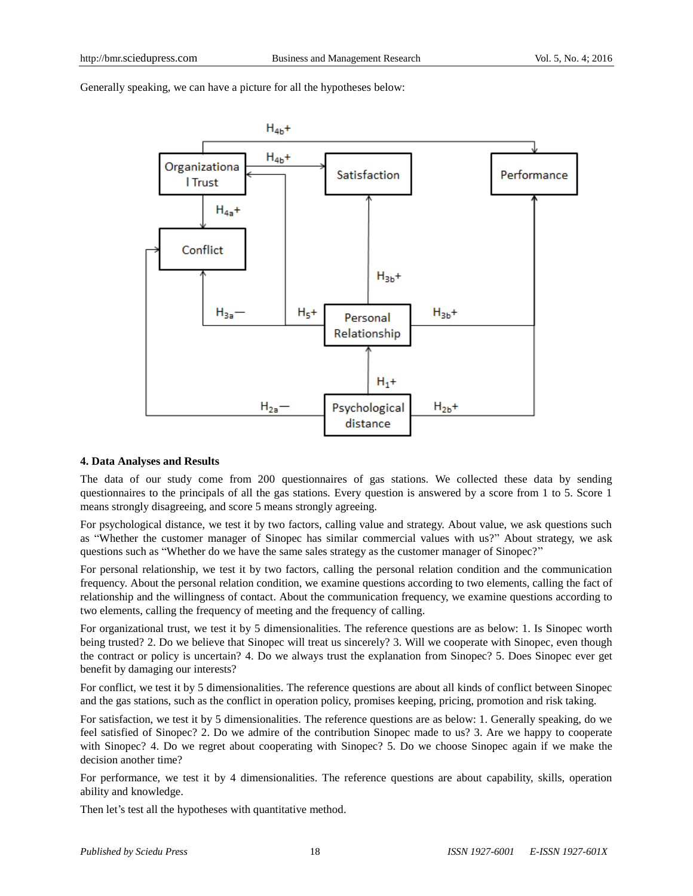Generally speaking, we can have a picture for all the hypotheses below:

## 4. Data Analyses and Results

The data of our study come from 200 questionnaires of gas stations. We collected these data by sending questionnaires to the principals of all the gas stations. Every question is answered by a score from 1 to 5. Score 1 means strongly disagreeing, and score 5 means strongly agreeing.

For psychological distance, we test it by two factors, calling value and strategy. About value, we ask questions such as "Whether the customer manager of Sinopec has similar commercial values with us?" About strategy, we ask questions such as "Whether do we have the same sales strategy as the customer manager of Sinopec?"

For personal relationship, we test it by two factors, calling the personal relation condition and the communication frequency. About the personal relation condition, we examine questions according to two elements, calling the fact of relationship and the willingness of contact. About the communication frequency, we examine questions according to two elements, calling the frequency of meeting and the frequency of calling.

For organizational trust, we test it by 5 dimensionalities. The reference questions are as below: 1. Is Sinopec worth being trusted? 2. Do we believe that Sinopec will treat us sincerely? 3. Will we cooperate with Sinopec, even though the contract or policy is uncertain? 4. Do we always trust the explanation from Sinopec? 5. Does Sinopec ever get benefit by damaging our interests?

For conflict, we test it by 5 dimensionalities. The reference questions are about all kinds of conflict between Sinopec and the gas stations, such as the conflict in operation policy, promises keeping, pricing, promotion and risk taking.

For satisfaction, we test it by 5 dimensionalities. The reference questions are as below: 1. Generally speaking, do we feel satisfied of Sinopec? 2. Do we admire of the contribution Sinopec made to us? 3. Are we happy to cooperate with Sinopec? 4. Do we regret about cooperating with Sinopec? 5. Do we choose Sinopec again if we make the decision another time?

For performance, we test it by 4 dimensionalities. The reference questions are about capability, skills, operation ability and knowledge.

Then let's test all the hypotheses with quantitative method.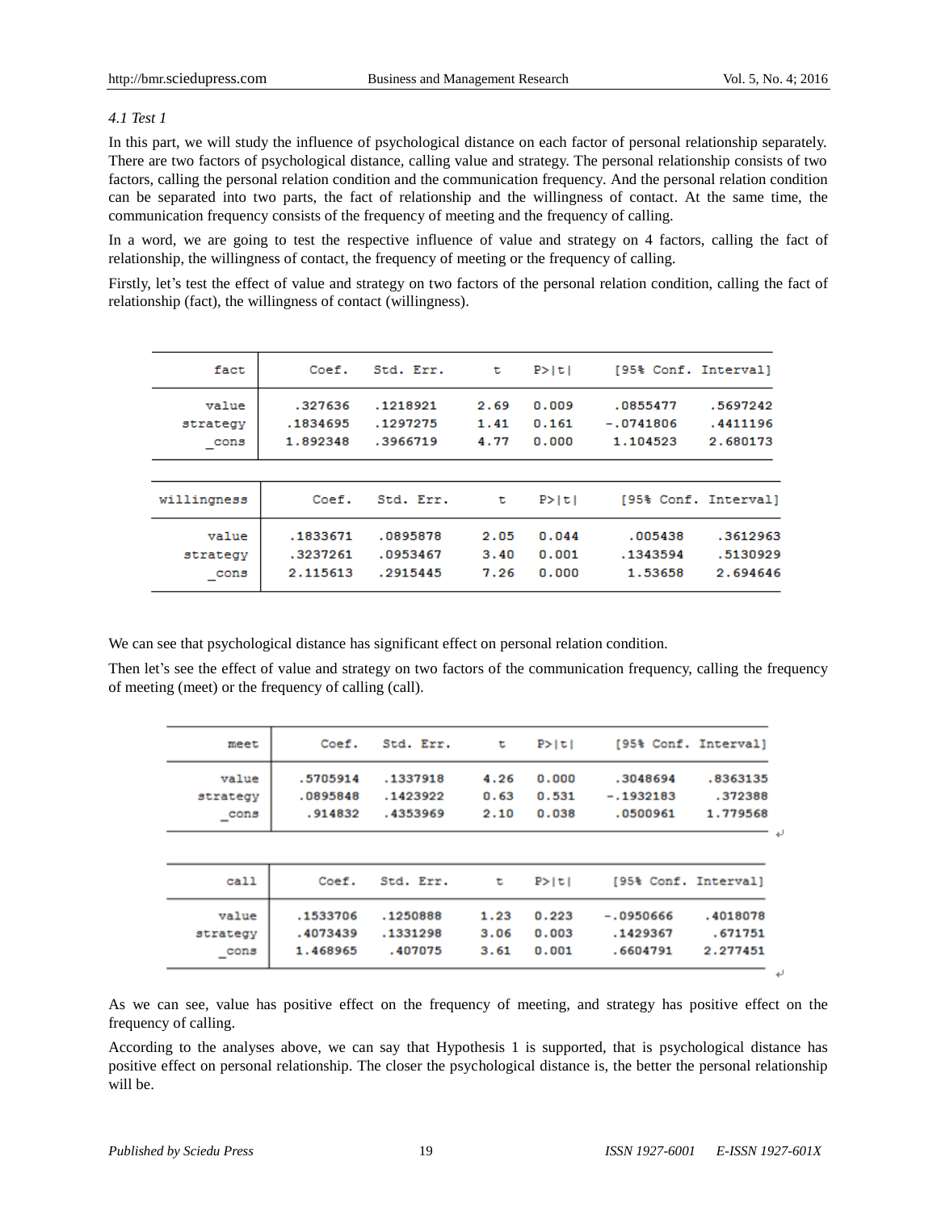*4.1 Test 1*

In this part, we will study the influence of psychological distance on each factor of personal relationship separately. There are two factors of psychological distance, calling value and strategy. The personal relationship consists of two factors, calling the personal relation condition and the communication frequency. And the personal relation condition can be separated into two parts, the fact of relationship and the willingness of contact. At the same time, the communication frequency consists of the frequency of meeting and the frequency of calling.

In a word, we are going to test the respective influence of value and strategy on 4 factors, calling the fact of relationship, the willingness of contact, the frequency of meeting or the frequency of calling.

Firstly, let's test the effect of value and strategy on two factors of the personal relation condition, calling the fact of relationship (fact), the willingness of contact (willingness).

| fact | Coef. | Std. Err. | t | P>\|t\| | [95% Conf. | Interval] |
|---|---|---|---|---|---|---|
| value | .327636 | .1218921 | 2.69 | 0.009 | .0855477 | .5697242 |
| strategy | .1834695 | .1297275 | 1.41 | 0.161 | -.0741806 | .4411196 |
| _cons | 1.892348 | .3966719 | 4.77 | 0.000 | 1.104523 | 2.680173 |

| willingness | Coef. | Std. Err. | t | P>\|t\| | [95% Conf. | Interval] |
|---|---|---|---|---|---|---|
| value | .1833671 | .0895878 | 2.05 | 0.044 | .005438 | .3612963 |
| strategy | .3237261 | .0953467 | 3.40 | 0.001 | .1343594 | .5130929 |
| _cons | 2.115613 | .2915445 | 7.26 | 0.000 | 1.53658 | 2.694646 |

We can see that psychological distance has significant effect on personal relation condition.

Then let's see the effect of value and strategy on two factors of the communication frequency, calling the frequency of meeting (meet) or the frequency of calling (call).

| meet | Coef. | Std. Err. | t | P>\|t\| | [95% Conf. | Interval] |
|---|---|---|---|---|---|---|
| value | .5705914 | .1337918 | 4.26 | 0.000 | .3048694 | .8363135 |
| strategy | .0895848 | .1423922 | 0.63 | 0.531 | -.1932183 | .372388 |
| _cons | .914832 | .4353969 | 2.10 | 0.038 | .0500961 | 1.779568 |

| call | Coef. | Std. Err. | t | P>\|t\| | [95% Conf. | Interval] |
|---|---|---|---|---|---|---|
| value | .1533706 | .1250888 | 1.23 | 0.223 | -.0950666 | .4018078 |
| strategy | .4073439 | .1331298 | 3.06 | 0.003 | .1429367 | .671751 |
| _cons | 1.468965 | .407075 | 3.61 | 0.001 | .6604791 | 2.277451 |

As we can see, value has positive effect on the frequency of meeting, and strategy has positive effect on the frequency of calling.

According to the analyses above, we can say that Hypothesis 1 is supported, that is psychological distance has positive effect on personal relationship. The closer the psychological distance is, the better the personal relationship will be.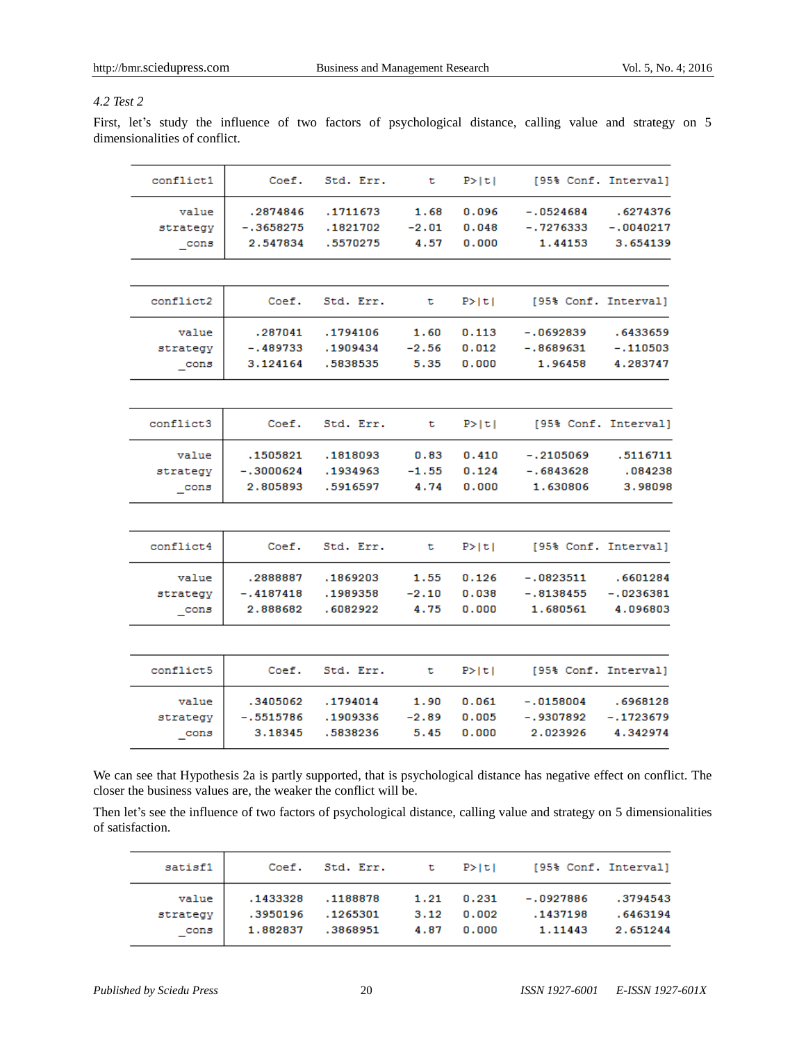*4.2 Test 2*

First, let's study the influence of two factors of psychological distance, calling value and strategy on 5 dimensionalities of conflict.

| conflict1 | Coef. | Std. Err. | t | P>\|t\| | [95% Conf. Interval] | |
|---|---|---|---|---|---|---|
| value | .2874846 | .1711673 | 1.68 | 0.096 | -.0524684 | .6274376 |
| strategy | -.3658275 | .1821702 | -2.01 | 0.048 | -.7276333 | -.0040217 |
| _cons | 2.547834 | .5570275 | 4.57 | 0.000 | 1.44153 | 3.654139 |

| conflict2 | Coef. | Std. Err. | t | P>\|t\| | [95% Conf. Interval] | |
|---|---|---|---|---|---|---|
| value | .287041 | .1794106 | 1.60 | 0.113 | -.0692839 | .6433659 |
| strategy | -.489733 | .1909434 | -2.56 | 0.012 | -.8689631 | -.110503 |
| _cons | 3.124164 | .5838535 | 5.35 | 0.000 | 1.96458 | 4.283747 |

| conflict3 | Coef. | Std. Err. | t | P>\|t\| | [95% Conf. Interval] | |
|---|---|---|---|---|---|---|
| value | .1505821 | .1818093 | 0.83 | 0.410 | -.2105069 | .5116711 |
| strategy | -.3000624 | .1934963 | -1.55 | 0.124 | -.6843628 | .084238 |
| _cons | 2.805893 | .5916597 | 4.74 | 0.000 | 1.630806 | 3.98098 |

| conflict4 | Coef. | Std. Err. | t | P>\|t\| | [95% Conf. Interval] | |
|---|---|---|---|---|---|---|
| value | .2888887 | .1869203 | 1.55 | 0.126 | -.0823511 | .6601284 |
| strategy | -.4187418 | .1989358 | -2.10 | 0.038 | -.8138455 | -.0236381 |
| _cons | 2.888682 | .6082922 | 4.75 | 0.000 | 1.680561 | 4.096803 |

| conflict5 | Coef. | Std. Err. | t | P>\|t\| | [95% Conf. Interval] | |
|---|---|---|---|---|---|---|
| value | .3405062 | .1794014 | 1.90 | 0.061 | -.0158004 | .6968128 |
| strategy | -.5515786 | .1909336 | -2.89 | 0.005 | -.9307892 | -.1723679 |
| _cons | 3.18345 | .5838236 | 5.45 | 0.000 | 2.023926 | 4.342974 |

We can see that Hypothesis 2a is partly supported, that is psychological distance has negative effect on conflict. The closer the business values are, the weaker the conflict will be.

Then let's see the influence of two factors of psychological distance, calling value and strategy on 5 dimensionalities of satisfaction.

| satisf1 | Coef. | Std. Err. | t | P>\|t\| | [95% Conf. Interval] | |
|---|---|---|---|---|---|---|
| value | .1433328 | .1188878 | 1.21 | 0.231 | -.0927886 | .3794543 |
| strategy | .3950196 | .1265301 | 3.12 | 0.002 | .1437198 | .6463194 |
| _cons | 1.882837 | .3868951 | 4.87 | 0.000 | 1.11443 | 2.651244 |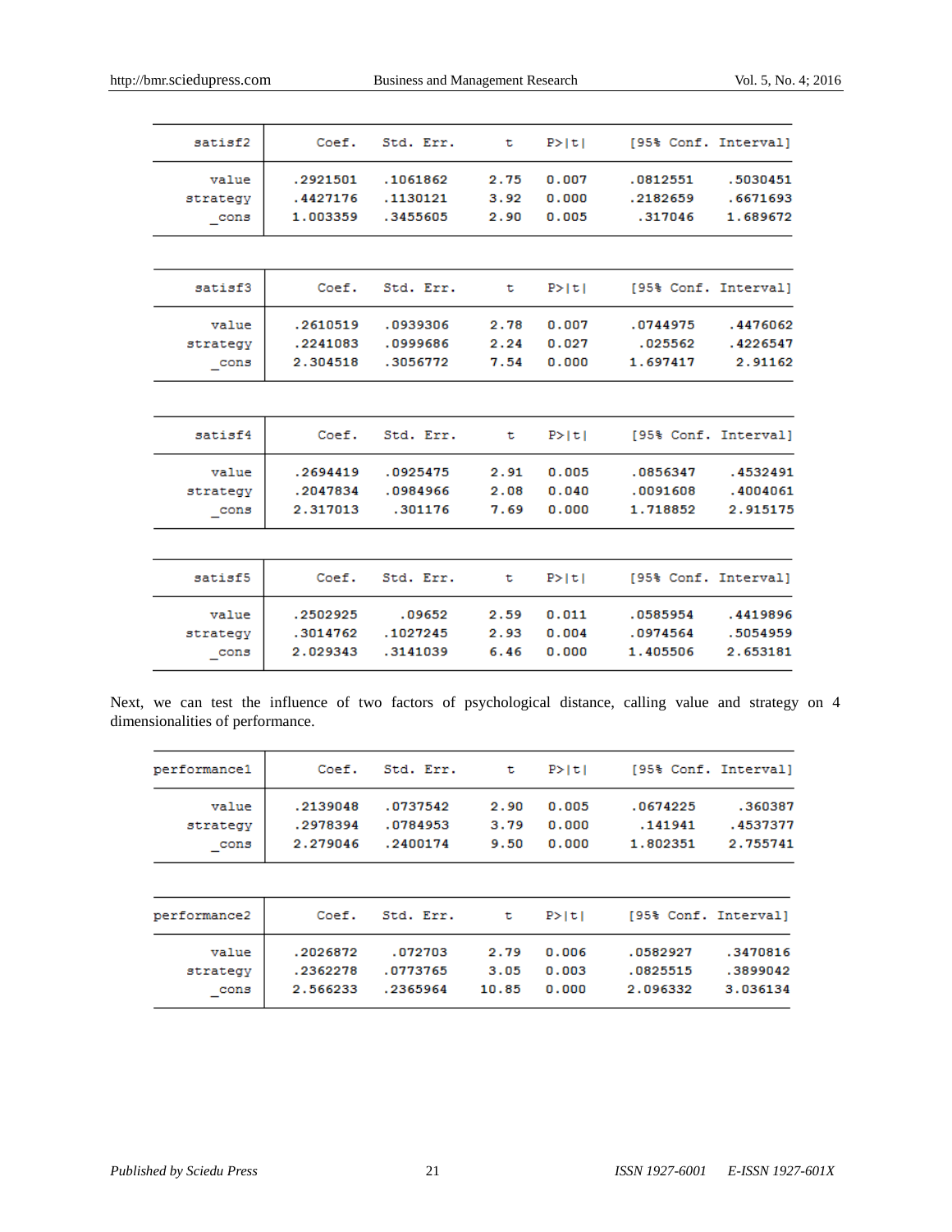| satisf2 | Coef. | Std. Err. | t | P>\|t\| | [95% Conf. | Interval] |
|---|---|---|---|---|---|---|
| value | .2921501 | .1061862 | 2.75 | 0.007 | .0812551 | .5030451 |
| strategy | .4427176 | .1130121 | 3.92 | 0.000 | .2182659 | .6671693 |
| _cons | 1.003359 | .3455605 | 2.90 | 0.005 | .317046 | 1.689672 |

| satisf3 | Coef. | Std. Err. | t | P>\|t\| | [95% Conf. | Interval] |
|---|---|---|---|---|---|---|
| value | .2610519 | .0939306 | 2.78 | 0.007 | .0744975 | .4476062 |
| strategy | .2241083 | .0999686 | 2.24 | 0.027 | .025562 | .4226547 |
| _cons | 2.304518 | .3056772 | 7.54 | 0.000 | 1.697417 | 2.91162 |

| satisf4 | Coef. | Std. Err. | t | P>\|t\| | [95% Conf. | Interval] |
|---|---|---|---|---|---|---|
| value | .2694419 | .0925475 | 2.91 | 0.005 | .0856347 | .4532491 |
| strategy | .2047834 | .0984966 | 2.08 | 0.040 | .0091608 | .4004061 |
| _cons | 2.317013 | .301176 | 7.69 | 0.000 | 1.718852 | 2.915175 |

| satisf5 | Coef. | Std. Err. | t | P>\|t\| | [95% Conf. | Interval] |
|---|---|---|---|---|---|---|
| value | .2502925 | .09652 | 2.59 | 0.011 | .0585954 | .4419896 |
| strategy | .3014762 | .1027245 | 2.93 | 0.004 | .0974564 | .5054959 |
| _cons | 2.029343 | .3141039 | 6.46 | 0.000 | 1.405506 | 2.653181 |

Next, we can test the influence of two factors of psychological distance, calling value and strategy on 4 dimensionalities of performance.

| performance1 | Coef. | Std. Err. | t | P>\|t\| | [95% Conf. | Interval] |
|---|---|---|---|---|---|---|
| value | .2139048 | .0737542 | 2.90 | 0.005 | .0674225 | .360387 |
| strategy | .2978394 | .0784953 | 3.79 | 0.000 | .141941 | .4537377 |
| _cons | 2.279046 | .2400174 | 9.50 | 0.000 | 1.802351 | 2.755741 |

| performance2 | Coef. | Std. Err. | t | P>\|t\| | [95% Conf. | Interval] |
|---|---|---|---|---|---|---|
| value | .2026872 | .072703 | 2.79 | 0.006 | .0582927 | .3470816 |
| strategy | .2362278 | .0773765 | 3.05 | 0.003 | .0825515 | .3899042 |
| _cons | 2.566233 | .2365964 | 10.85 | 0.000 | 2.096332 | 3.036134 |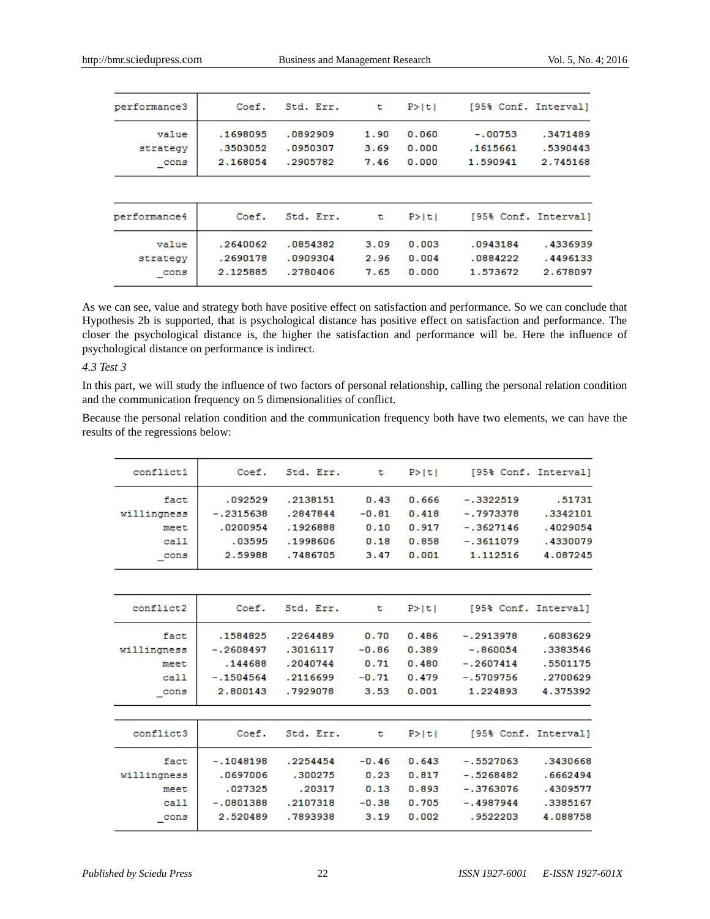| performance3 | Coef. | Std. Err. | t | P>\|t\| | [95% Conf. Interval] | |
|---|---|---|---|---|---|---|
| value | .1698095 | .0892909 | 1.90 | 0.060 | -.00753 | .3471489 |
| strategy | .3503052 | .0950307 | 3.69 | 0.000 | .1615661 | .5390443 |
| _cons | 2.168054 | .2905782 | 7.46 | 0.000 | 1.590941 | 2.745168 |

| performance4 | Coef. | Std. Err. | t | P>\|t\| | [95% Conf. Interval] | |
|---|---|---|---|---|---|---|
| value | .2640062 | .0854382 | 3.09 | 0.003 | .0943184 | .4336939 |
| strategy | .2690178 | .0909304 | 2.96 | 0.004 | .0884222 | .4496133 |
| _cons | 2.125885 | .2780406 | 7.65 | 0.000 | 1.573672 | 2.678097 |

As we can see, value and strategy both have positive effect on satisfaction and performance. So we can conclude that Hypothesis 2b is supported, that is psychological distance has positive effect on satisfaction and performance. The closer the psychological distance is, the higher the satisfaction and performance will be. Here the influence of psychological distance on performance is indirect.

### *4.3 Test 3*

In this part, we will study the influence of two factors of personal relationship, calling the personal relation condition and the communication frequency on 5 dimensionalities of conflict.

Because the personal relation condition and the communication frequency both have two elements, we can have the results of the regressions below:

| conflict1 | Coef. | Std. Err. | t | P>\|t\| | [95% Conf. Interval] | |
|---|---|---|---|---|---|---|
| fact | .092529 | .2138151 | 0.43 | 0.666 | -.3322519 | .51731 |
| willingness | -.2315638 | .2847844 | -0.81 | 0.418 | -.7973378 | .3342101 |
| meet | .0200954 | .1926888 | 0.10 | 0.917 | -.3627146 | .4029054 |
| call | .03595 | .1998606 | 0.18 | 0.858 | -.3611079 | .4330079 |
| _cons | 2.59988 | .7486705 | 3.47 | 0.001 | 1.112516 | 4.087245 |

| conflict2 | Coef. | Std. Err. | t | P>\|t\| | [95% Conf. Interval] | |
|---|---|---|---|---|---|---|
| fact | .1584825 | .2264489 | 0.70 | 0.486 | -.2913978 | .6083629 |
| willingness | -.2608497 | .3016117 | -0.86 | 0.389 | -.860054 | .3383546 |
| meet | .144688 | .2040744 | 0.71 | 0.480 | -.2607414 | .5501175 |
| call | -.1504564 | .2116699 | -0.71 | 0.479 | -.5709756 | .2700629 |
| _cons | 2.800143 | .7929078 | 3.53 | 0.001 | 1.224893 | 4.375392 |

| conflict3 | Coef. | Std. Err. | t | P>\|t\| | [95% Conf. Interval] | |
|---|---|---|---|---|---|---|
| fact | -.1048198 | .2254454 | -0.46 | 0.643 | -.5527063 | .3430668 |
| willingness | .0697006 | .300275 | 0.23 | 0.817 | -.5268482 | .6662494 |
| meet | .027325 | .20317 | 0.13 | 0.893 | -.3763076 | .4309577 |
| call | -.0801388 | .2107318 | -0.38 | 0.705 | -.4987944 | .3385167 |
| _cons | 2.520489 | .7893938 | 3.19 | 0.002 | .9522203 | 4.088758 |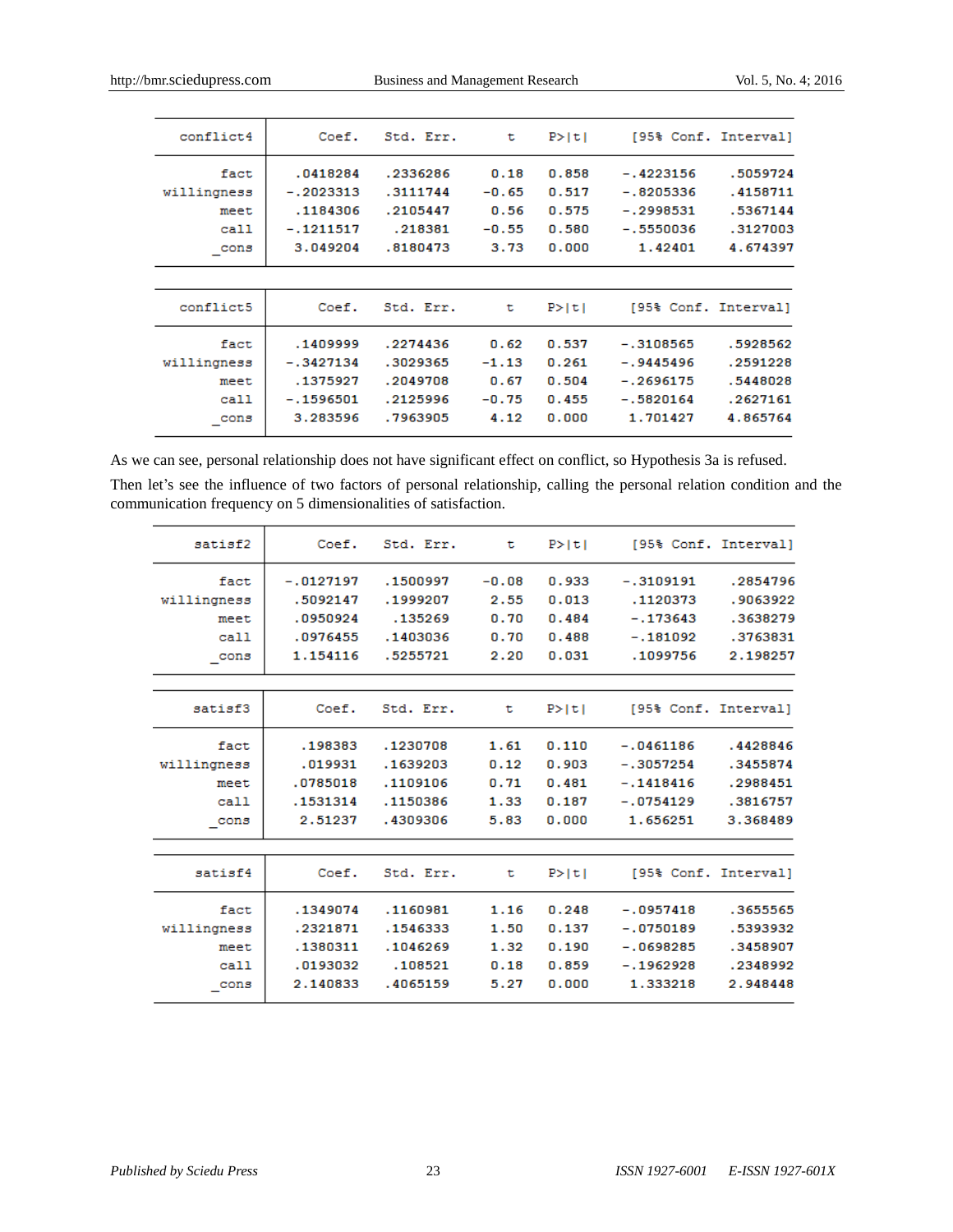| conflict4 | Coef. | Std. Err. | t | P>\|t\| | [95% Conf. | Interval] |
|---|---|---|---|---|---|---|
| fact | .0418284 | .2336286 | 0.18 | 0.858 | -.4223156 | .5059724 |
| willingness | -.2023313 | .3111744 | -0.65 | 0.517 | -.8205336 | .4158711 |
| meet | .1184306 | .2105447 | 0.56 | 0.575 | -.2998531 | .5367144 |
| call | -.1211517 | .218381 | -0.55 | 0.580 | -.5550036 | .3127003 |
| _cons | 3.049204 | .8180473 | 3.73 | 0.000 | 1.42401 | 4.674397 |

| conflict5 | Coef. | Std. Err. | t | P>\|t\| | [95% Conf. | Interval] |
|---|---|---|---|---|---|---|
| fact | .1409999 | .2274436 | 0.62 | 0.537 | -.3108565 | .5928562 |
| willingness | -.3427134 | .3029365 | -1.13 | 0.261 | -.9445496 | .2591228 |
| meet | .1375927 | .2049708 | 0.67 | 0.504 | -.2696175 | .5448028 |
| call | -.1596501 | .2125996 | -0.75 | 0.455 | -.5820164 | .2627161 |
| _cons | 3.283596 | .7963905 | 4.12 | 0.000 | 1.701427 | 4.865764 |

As we can see, personal relationship does not have significant effect on conflict, so Hypothesis 3a is refused.

Then let's see the influence of two factors of personal relationship, calling the personal relation condition and the communication frequency on 5 dimensionalities of satisfaction.

| satisf2 | Coef. | Std. Err. | t | P>\|t\| | [95% Conf. | Interval] |
|---|---|---|---|---|---|---|
| fact | -.0127197 | .1500997 | -0.08 | 0.933 | -.3109191 | .2854796 |
| willingness | .5092147 | .1999207 | 2.55 | 0.013 | .1120373 | .9063922 |
| meet | .0950924 | .135269 | 0.70 | 0.484 | -.173643 | .3638279 |
| call | .0976455 | .1403036 | 0.70 | 0.488 | -.181092 | .3763831 |
| _cons | 1.154116 | .5255721 | 2.20 | 0.031 | .1099756 | 2.198257 |

| satisf3 | Coef. | Std. Err. | t | P>\|t\| | [95% Conf. | Interval] |
|---|---|---|---|---|---|---|
| fact | .198383 | .1230708 | 1.61 | 0.110 | -.0461186 | .4428846 |
| willingness | .019931 | .1639203 | 0.12 | 0.903 | -.3057254 | .3455874 |
| meet | .0785018 | .1109106 | 0.71 | 0.481 | -.1418416 | .2988451 |
| call | .1531314 | .1150386 | 1.33 | 0.187 | -.0754129 | .3816757 |
| _cons | 2.51237 | .4309306 | 5.83 | 0.000 | 1.656251 | 3.368489 |

| satisf4 | Coef. | Std. Err. | t | P>\|t\| | [95% Conf. | Interval] |
|---|---|---|---|---|---|---|
| fact | .1349074 | .1160981 | 1.16 | 0.248 | -.0957418 | .3655565 |
| willingness | .2321871 | .1546333 | 1.50 | 0.137 | -.0750189 | .5393932 |
| meet | .1380311 | .1046269 | 1.32 | 0.190 | -.0698285 | .3458907 |
| call | .0193032 | .108521 | 0.18 | 0.859 | -.1962928 | .2348992 |
| _cons | 2.140833 | .4065159 | 5.27 | 0.000 | 1.333218 | 2.948448 |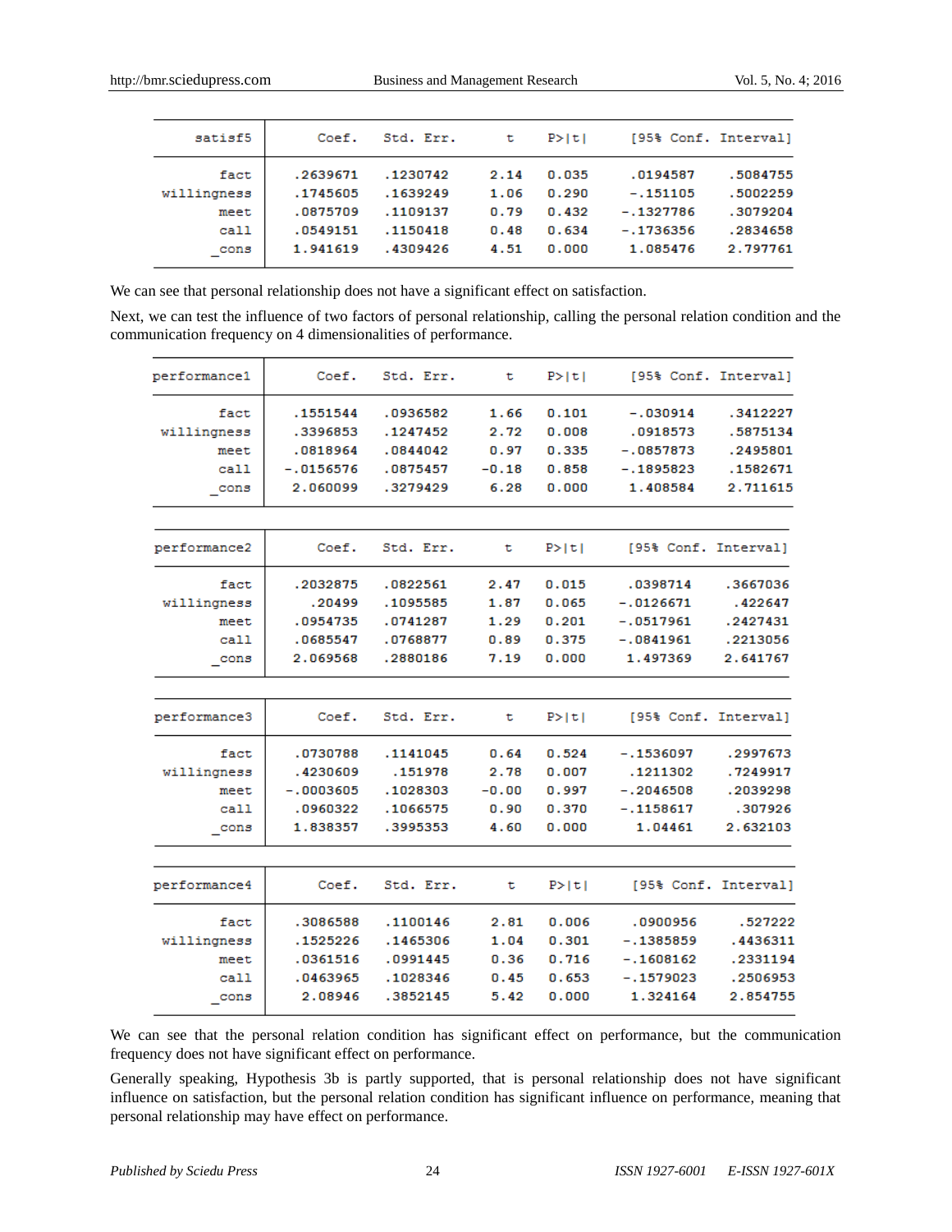| satisf5 | Coef. | Std. Err. | t | P>\|t\| | [95% Conf. | Interval] |
|---|---|---|---|---|---|---|
| fact | .2639671 | .1230742 | 2.14 | 0.035 | .0194587 | .5084755 |
| willingness | .1745605 | .1639249 | 1.06 | 0.290 | -.151105 | .5002259 |
| meet | .0875709 | .1109137 | 0.79 | 0.432 | -.1327786 | .3079204 |
| call | .0549151 | .1150418 | 0.48 | 0.634 | -.1736356 | .2834658 |
| _cons | 1.941619 | .4309426 | 4.51 | 0.000 | 1.085476 | 2.797761 |

We can see that personal relationship does not have a significant effect on satisfaction.

Next, we can test the influence of two factors of personal relationship, calling the personal relation condition and the communication frequency on 4 dimensionalities of performance.

| performance1 | Coef. | Std. Err. | t | P>\|t\| | [95% Conf. | Interval] |
|---|---|---|---|---|---|---|
| fact | .1551544 | .0936582 | 1.66 | 0.101 | -.030914 | .3412227 |
| willingness | .3396853 | .1247452 | 2.72 | 0.008 | .0918573 | .5875134 |
| meet | .0818964 | .0844042 | 0.97 | 0.335 | -.0857873 | .2495801 |
| call | -.0156576 | .0875457 | -0.18 | 0.858 | -.1895823 | .1582671 |
| _cons | 2.060099 | .3279429 | 6.28 | 0.000 | 1.408584 | 2.711615 |

| performance2 | Coef. | Std. Err. | t | P>\|t\| | [95% Conf. | Interval] |
|---|---|---|---|---|---|---|
| fact | .2032875 | .0822561 | 2.47 | 0.015 | .0398714 | .3667036 |
| willingness | .20499 | .1095585 | 1.87 | 0.065 | -.0126671 | .422647 |
| meet | .0954735 | .0741287 | 1.29 | 0.201 | -.0517961 | .2427431 |
| call | .0685547 | .0768877 | 0.89 | 0.375 | -.0841961 | .2213056 |
| _cons | 2.069568 | .2880186 | 7.19 | 0.000 | 1.497369 | 2.641767 |

| performance3 | Coef. | Std. Err. | t | P>\|t\| | [95% Conf. | Interval] |
|---|---|---|---|---|---|---|
| fact | .0730788 | .1141045 | 0.64 | 0.524 | -.1536097 | .2997673 |
| willingness | .4230609 | .151978 | 2.78 | 0.007 | .1211302 | .7249917 |
| meet | -.0003605 | .1028303 | -0.00 | 0.997 | -.2046508 | .2039298 |
| call | .0960322 | .1066575 | 0.90 | 0.370 | -.1158617 | .307926 |
| _cons | 1.838357 | .3995353 | 4.60 | 0.000 | 1.04461 | 2.632103 |

| performance4 | Coef. | Std. Err. | t | P>\|t\| | [95% Conf. | Interval] |
|---|---|---|---|---|---|---|
| fact | .3086588 | .1100146 | 2.81 | 0.006 | .0900956 | .527222 |
| willingness | .1525226 | .1465306 | 1.04 | 0.301 | -.1385859 | .4436311 |
| meet | .0361516 | .0991445 | 0.36 | 0.716 | -.1608162 | .2331194 |
| call | .0463965 | .1028346 | 0.45 | 0.653 | -.1579023 | .2506953 |
| _cons | 2.08946 | .3852145 | 5.42 | 0.000 | 1.324164 | 2.854755 |

We can see that the personal relation condition has significant effect on performance, but the communication frequency does not have significant effect on performance.

Generally speaking, Hypothesis 3b is partly supported, that is personal relationship does not have significant influence on satisfaction, but the personal relation condition has significant influence on performance, meaning that personal relationship may have effect on performance.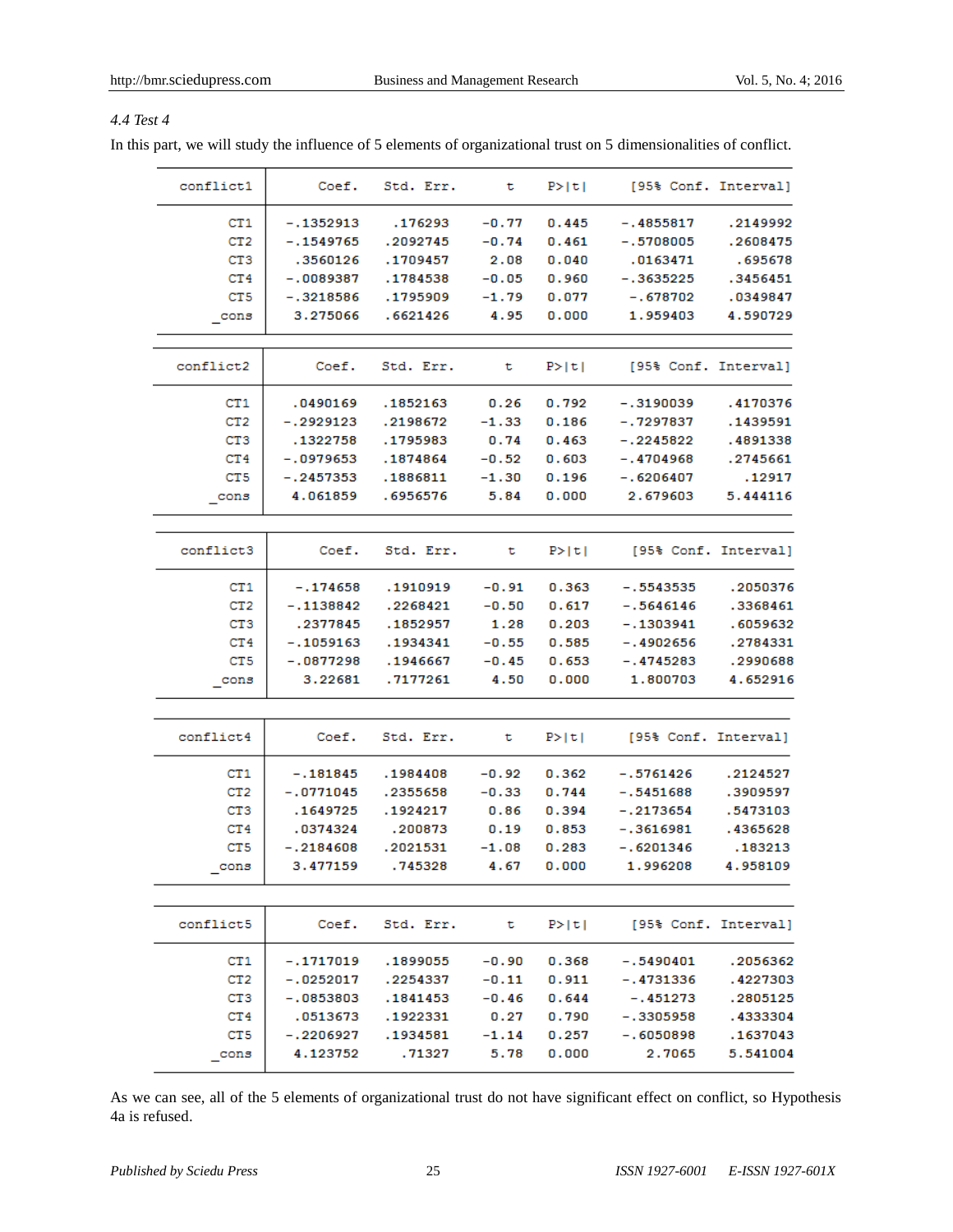### 4.4 Test 4

In this part, we will study the influence of 5 elements of organizational trust on 5 dimensionalities of conflict.

| conflict1 | Coef. | Std. Err. | t | P>\|t\| | [95% Conf. | Interval] |
|---|---|---|---|---|---|---|
| CT1 | -.1352913 | .176293 | -0.77 | 0.445 | -.4855817 | .2149992 |
| CT2 | -.1549765 | .2092745 | -0.74 | 0.461 | -.5708005 | .2608475 |
| CT3 | .3560126 | .1709457 | 2.08 | 0.040 | .0163471 | .695678 |
| CT4 | -.0089387 | .1784538 | -0.05 | 0.960 | -.3635225 | .3456451 |
| CT5 | -.3218586 | .1795909 | -1.79 | 0.077 | -.678702 | .0349847 |
| _cons | 3.275066 | .6621426 | 4.95 | 0.000 | 1.959403 | 4.590729 |

| conflict2 | Coef. | Std. Err. | t | P>\|t\| | [95% Conf. | Interval] |
|---|---|---|---|---|---|---|
| CT1 | .0490169 | .1852163 | 0.26 | 0.792 | -.3190039 | .4170376 |
| CT2 | -.2929123 | .2198672 | -1.33 | 0.186 | -.7297837 | .1439591 |
| CT3 | .1322758 | .1795983 | 0.74 | 0.463 | -.2245822 | .4891338 |
| CT4 | -.0979653 | .1874864 | -0.52 | 0.603 | -.4704968 | .2745661 |
| CT5 | -.2457353 | .1886811 | -1.30 | 0.196 | -.6206407 | .12917 |
| _cons | 4.061859 | .6956576 | 5.84 | 0.000 | 2.679603 | 5.444116 |

| conflict3 | Coef. | Std. Err. | t | P>\|t\| | [95% Conf. | Interval] |
|---|---|---|---|---|---|---|
| CT1 | -.174658 | .1910919 | -0.91 | 0.363 | -.5543535 | .2050376 |
| CT2 | -.1138842 | .2268421 | -0.50 | 0.617 | -.5646146 | .3368461 |
| CT3 | .2377845 | .1852957 | 1.28 | 0.203 | -.1303941 | .6059632 |
| CT4 | -.1059163 | .1934341 | -0.55 | 0.585 | -.4902656 | .2784331 |
| CT5 | -.0877298 | .1946667 | -0.45 | 0.653 | -.4745283 | .2990688 |
| _cons | 3.22681 | .7177261 | 4.50 | 0.000 | 1.800703 | 4.652916 |

| conflict4 | Coef. | Std. Err. | t | P>\|t\| | [95% Conf. | Interval] |
|---|---|---|---|---|---|---|
| CT1 | -.181845 | .1984408 | -0.92 | 0.362 | -.5761426 | .2124527 |
| CT2 | -.0771045 | .2355658 | -0.33 | 0.744 | -.5451688 | .3909597 |
| CT3 | .1649725 | .1924217 | 0.86 | 0.394 | -.2173654 | .5473103 |
| CT4 | .0374324 | .200873 | 0.19 | 0.853 | -.3616981 | .4365628 |
| CT5 | -.2184608 | .2021531 | -1.08 | 0.283 | -.6201346 | .183213 |
| _cons | 3.477159 | .745328 | 4.67 | 0.000 | 1.996208 | 4.958109 |

| conflict5 | Coef. | Std. Err. | t | P>\|t\| | [95% Conf. | Interval] |
|---|---|---|---|---|---|---|
| CT1 | -.1717019 | .1899055 | -0.90 | 0.368 | -.5490401 | .2056362 |
| CT2 | -.0252017 | .2254337 | -0.11 | 0.911 | -.4731336 | .4227303 |
| CT3 | -.0853803 | .1841453 | -0.46 | 0.644 | -.451273 | .2805125 |
| CT4 | .0513673 | .1922331 | 0.27 | 0.790 | -.3305958 | .4333304 |
| CT5 | -.2206927 | .1934581 | -1.14 | 0.257 | -.6050898 | .1637043 |
| _cons | 4.123752 | .71327 | 5.78 | 0.000 | 2.7065 | 5.541004 |

As we can see, all of the 5 elements of organizational trust do not have significant effect on conflict, so Hypothesis 4a is refused.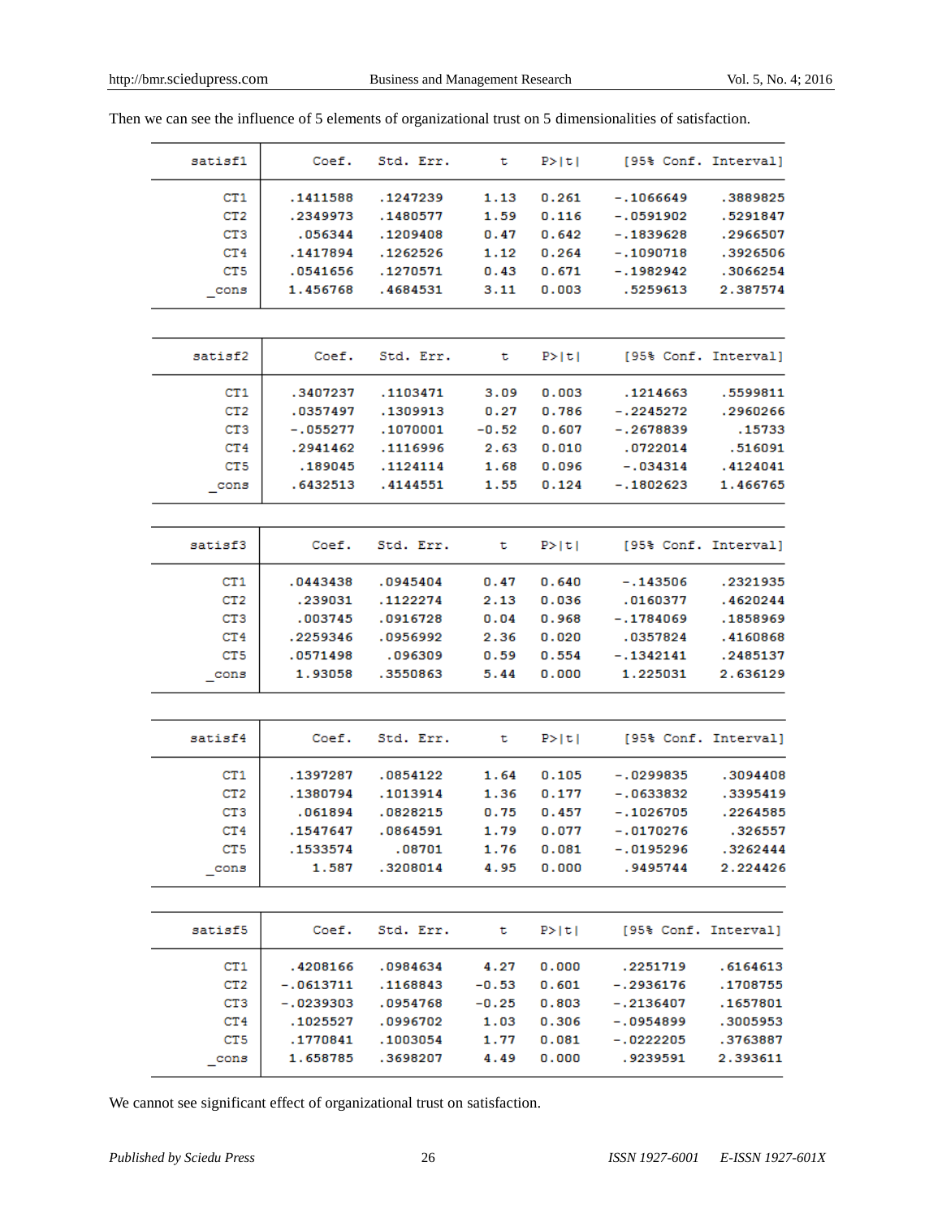Then we can see the influence of 5 elements of organizational trust on 5 dimensionalities of satisfaction.

| satisf1 | Coef. | Std. Err. | t | P>\|t\| | [95% Conf. | Interval] |
|---|---|---|---|---|---|---|
| CT1 | .1411588 | .1247239 | 1.13 | 0.261 | -.1066649 | .3889825 |
| CT2 | .2349973 | .1480577 | 1.59 | 0.116 | -.0591902 | .5291847 |
| CT3 | .056344 | .1209408 | 0.47 | 0.642 | -.1839628 | .2966507 |
| CT4 | .1417894 | .1262526 | 1.12 | 0.264 | -.1090718 | .3926506 |
| CT5 | .0541656 | .1270571 | 0.43 | 0.671 | -.1982942 | .3066254 |
| _cons | 1.456768 | .4684531 | 3.11 | 0.003 | .5259613 | 2.387574 |

| satisf2 | Coef. | Std. Err. | t | P>\|t\| | [95% Conf. | Interval] |
|---|---|---|---|---|---|---|
| CT1 | .3407237 | .1103471 | 3.09 | 0.003 | .1214663 | .5599811 |
| CT2 | .0357497 | .1309913 | 0.27 | 0.786 | -.2245272 | .2960266 |
| CT3 | -.055277 | .1070001 | -0.52 | 0.607 | -.2678839 | .15733 |
| CT4 | .2941462 | .1116996 | 2.63 | 0.010 | .0722014 | .516091 |
| CT5 | .189045 | .1124114 | 1.68 | 0.096 | -.034314 | .4124041 |
| _cons | .6432513 | .4144551 | 1.55 | 0.124 | -.1802623 | 1.466765 |

| satisf3 | Coef. | Std. Err. | t | P>\|t\| | [95% Conf. | Interval] |
|---|---|---|---|---|---|---|
| CT1 | .0443438 | .0945404 | 0.47 | 0.640 | -.143506 | .2321935 |
| CT2 | .239031 | .1122274 | 2.13 | 0.036 | .0160377 | .4620244 |
| CT3 | .003745 | .0916728 | 0.04 | 0.968 | -.1784069 | .1858969 |
| CT4 | .2259346 | .0956992 | 2.36 | 0.020 | .0357824 | .4160868 |
| CT5 | .0571498 | .096309 | 0.59 | 0.554 | -.1342141 | .2485137 |
| _cons | 1.93058 | .3550863 | 5.44 | 0.000 | 1.225031 | 2.636129 |

| satisf4 | Coef. | Std. Err. | t | P>\|t\| | [95% Conf. | Interval] |
|---|---|---|---|---|---|---|
| CT1 | .1397287 | .0854122 | 1.64 | 0.105 | -.0299835 | .3094408 |
| CT2 | .1380794 | .1013914 | 1.36 | 0.177 | -.0633832 | .3395419 |
| CT3 | .061894 | .0828215 | 0.75 | 0.457 | -.1026705 | .2264585 |
| CT4 | .1547647 | .0864591 | 1.79 | 0.077 | -.0170276 | .326557 |
| CT5 | .1533574 | .08701 | 1.76 | 0.081 | -.0195296 | .3262444 |
| _cons | 1.587 | .3208014 | 4.95 | 0.000 | .9495744 | 2.224426 |

| satisf5 | Coef. | Std. Err. | t | P>\|t\| | [95% Conf. | Interval] |
|---|---|---|---|---|---|---|
| CT1 | .4208166 | .0984634 | 4.27 | 0.000 | .2251719 | .6164613 |
| CT2 | -.0613711 | .1168843 | -0.53 | 0.601 | -.2936176 | .1708755 |
| CT3 | -.0239303 | .0954768 | -0.25 | 0.803 | -.2136407 | .1657801 |
| CT4 | .1025527 | .0996702 | 1.03 | 0.306 | -.0954899 | .3005953 |
| CT5 | .1770841 | .1003054 | 1.77 | 0.081 | -.0222205 | .3763887 |
| _cons | 1.658785 | .3698207 | 4.49 | 0.000 | .9239591 | 2.393611 |

We cannot see significant effect of organizational trust on satisfaction.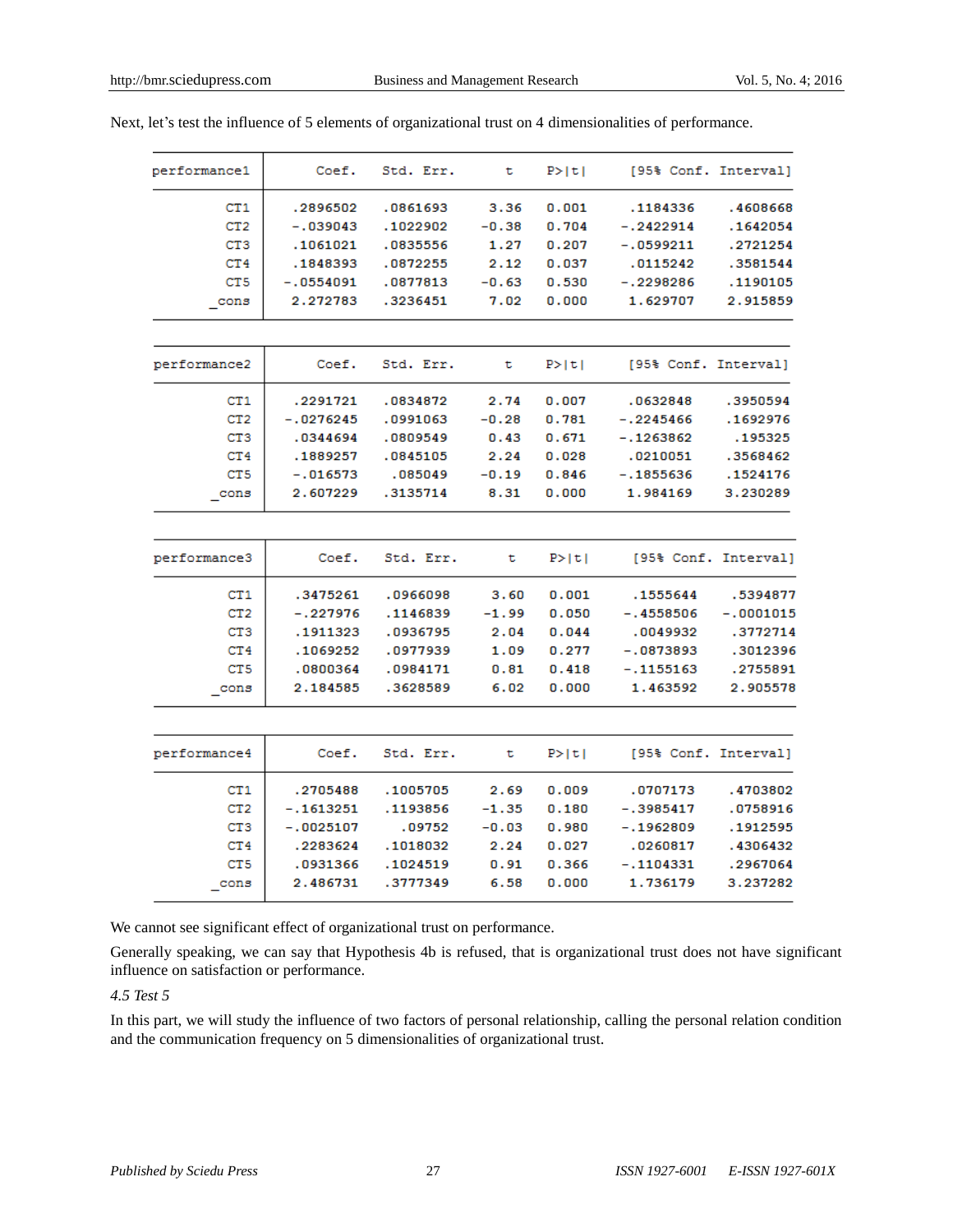Next, let's test the influence of 5 elements of organizational trust on 4 dimensionalities of performance.

| performance1 | Coef. | Std. Err. | t | P>\|t\| | [95% Conf. | Interval] |
|---|---|---|---|---|---|---|
| CT1 | .2896502 | .0861693 | 3.36 | 0.001 | .1184336 | .4608668 |
| CT2 | -.039043 | .1022902 | -0.38 | 0.704 | -.2422914 | .1642054 |
| CT3 | .1061021 | .0835556 | 1.27 | 0.207 | -.0599211 | .2721254 |
| CT4 | .1848393 | .0872255 | 2.12 | 0.037 | .0115242 | .3581544 |
| CT5 | -.0554091 | .0877813 | -0.63 | 0.530 | -.2298286 | .1190105 |
| _cons | 2.272783 | .3236451 | 7.02 | 0.000 | 1.629707 | 2.915859 |

| performance2 | Coef. | Std. Err. | t | P>\|t\| | [95% Conf. | Interval] |
|---|---|---|---|---|---|---|
| CT1 | .2291721 | .0834872 | 2.74 | 0.007 | .0632848 | .3950594 |
| CT2 | -.0276245 | .0991063 | -0.28 | 0.781 | -.2245466 | .1692976 |
| CT3 | .0344694 | .0809549 | 0.43 | 0.671 | -.1263862 | .195325 |
| CT4 | .1889257 | .0845105 | 2.24 | 0.028 | .0210051 | .3568462 |
| CT5 | -.016573 | .085049 | -0.19 | 0.846 | -.1855636 | .1524176 |
| _cons | 2.607229 | .3135714 | 8.31 | 0.000 | 1.984169 | 3.230289 |

| performance3 | Coef. | Std. Err. | t | P>\|t\| | [95% Conf. | Interval] |
|---|---|---|---|---|---|---|
| CT1 | .3475261 | .0966098 | 3.60 | 0.001 | .1555644 | .5394877 |
| CT2 | -.227976 | .1146839 | -1.99 | 0.050 | -.4558506 | -.0001015 |
| CT3 | .1911323 | .0936795 | 2.04 | 0.044 | .0049932 | .3772714 |
| CT4 | .1069252 | .0977939 | 1.09 | 0.277 | -.0873893 | .3012396 |
| CT5 | .0800364 | .0984171 | 0.81 | 0.418 | -.1155163 | .2755891 |
| _cons | 2.184585 | .3628589 | 6.02 | 0.000 | 1.463592 | 2.905578 |

| performance4 | Coef. | Std. Err. | t | P>\|t\| | [95% Conf. | Interval] |
|---|---|---|---|---|---|---|
| CT1 | .2705488 | .1005705 | 2.69 | 0.009 | .0707173 | .4703802 |
| CT2 | -.1613251 | .1193856 | -1.35 | 0.180 | -.3985417 | .0758916 |
| CT3 | -.0025107 | .09752 | -0.03 | 0.980 | -.1962809 | .1912595 |
| CT4 | .2283624 | .1018032 | 2.24 | 0.027 | .0260817 | .4306432 |
| CT5 | .0931366 | .1024519 | 0.91 | 0.366 | -.1104331 | .2967064 |
| _cons | 2.486731 | .3777349 | 6.58 | 0.000 | 1.736179 | 3.237282 |

We cannot see significant effect of organizational trust on performance.

Generally speaking, we can say that Hypothesis 4b is refused, that is organizational trust does not have significant influence on satisfaction or performance.

*4.5 Test 5*

In this part, we will study the influence of two factors of personal relationship, calling the personal relation condition and the communication frequency on 5 dimensionalities of organizational trust.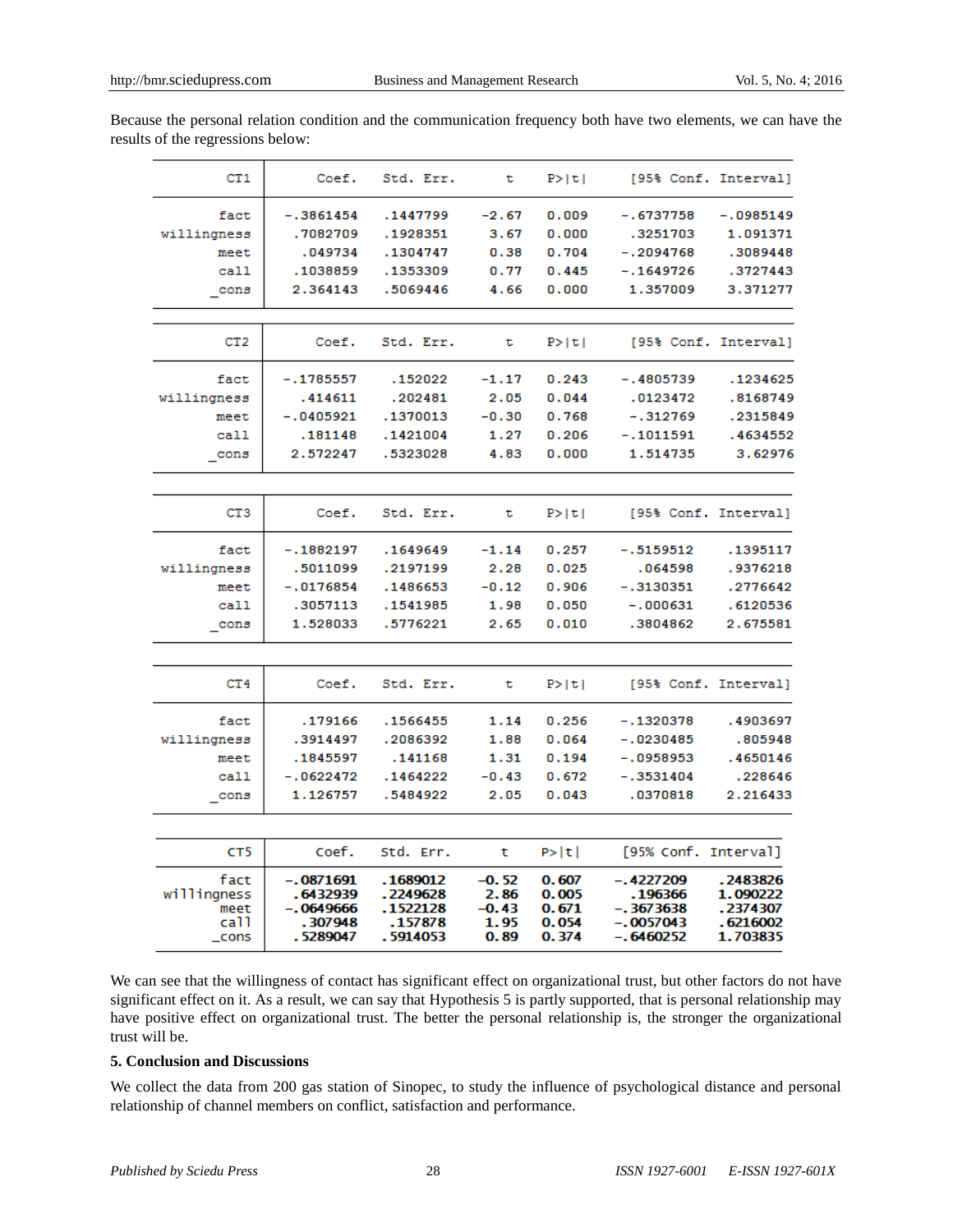Because the personal relation condition and the communication frequency both have two elements, we can have the results of the regressions below:

| CT1 | Coef. | Std. Err. | t | P>\|t\| | [95% Conf. | Interval] |
|---|---|---|---|---|---|---|
| fact | -.3861454 | .1447799 | -2.67 | 0.009 | -.6737758 | -.0985149 |
| willingness | .7082709 | .1928351 | 3.67 | 0.000 | .3251703 | 1.091371 |
| meet | .049734 | .1304747 | 0.38 | 0.704 | -.2094768 | .3089448 |
| call | .1038859 | .1353309 | 0.77 | 0.445 | -.1649726 | .3727443 |
| _cons | 2.364143 | .5069446 | 4.66 | 0.000 | 1.357009 | 3.371277 |

| CT2 | Coef. | Std. Err. | t | P>\|t\| | [95% Conf. | Interval] |
|---|---|---|---|---|---|---|
| fact | -.1785557 | .152022 | -1.17 | 0.243 | -.4805739 | .1234625 |
| willingness | .414611 | .202481 | 2.05 | 0.044 | .0123472 | .8168749 |
| meet | -.0405921 | .1370013 | -0.30 | 0.768 | -.312769 | .2315849 |
| call | .181148 | .1421004 | 1.27 | 0.206 | -.1011591 | .4634552 |
| _cons | 2.572247 | .5323028 | 4.83 | 0.000 | 1.514735 | 3.62976 |

| CT3 | Coef. | Std. Err. | t | P>\|t\| | [95% Conf. | Interval] |
|---|---|---|---|---|---|---|
| fact | -.1882197 | .1649649 | -1.14 | 0.257 | -.5159512 | .1395117 |
| willingness | .5011099 | .2197199 | 2.28 | 0.025 | .064598 | .9376218 |
| meet | -.0176854 | .1486653 | -0.12 | 0.906 | -.3130351 | .2776642 |
| call | .3057113 | .1541985 | 1.98 | 0.050 | -.000631 | .6120536 |
| _cons | 1.528033 | .5776221 | 2.65 | 0.010 | .3804862 | 2.675581 |

| CT4 | Coef. | Std. Err. | t | P>\|t\| | [95% Conf. | Interval] |
|---|---|---|---|---|---|---|
| fact | .179166 | .1566455 | 1.14 | 0.256 | -.1320378 | .4903697 |
| willingness | .3914497 | .2086392 | 1.88 | 0.064 | -.0230485 | .805948 |
| meet | .1845597 | .141168 | 1.31 | 0.194 | -.0958953 | .4650146 |
| call | -.0622472 | .1464222 | -0.43 | 0.672 | -.3531404 | .228646 |
| _cons | 1.126757 | .5484922 | 2.05 | 0.043 | .0370818 | 2.216433 |

| CT5 | Coef. | Std. Err. | t | P>\|t\| | [95% Conf. | Interval] |
|---|---|---|---|---|---|---|
| fact | -.0871691 | .1689012 | -0.52 | 0.607 | -.4227209 | .2483826 |
| willingness | .6432939 | .2249628 | 2.86 | 0.005 | .196366 | 1.090222 |
| meet | -.0649666 | .1522128 | -0.43 | 0.671 | -.3673638 | .2374307 |
| call | .307948 | .157878 | 1.95 | 0.054 | -.0057043 | .6216002 |
| _cons | .5289047 | .5914053 | 0.89 | 0.374 | -.6460252 | 1.703835 |

We can see that the willingness of contact has significant effect on organizational trust, but other factors do not have significant effect on it. As a result, we can say that Hypothesis 5 is partly supported, that is personal relationship may have positive effect on organizational trust. The better the personal relationship is, the stronger the organizational trust will be.

## 5. Conclusion and Discussions

We collect the data from 200 gas station of Sinopec, to study the influence of psychological distance and personal relationship of channel members on conflict, satisfaction and performance.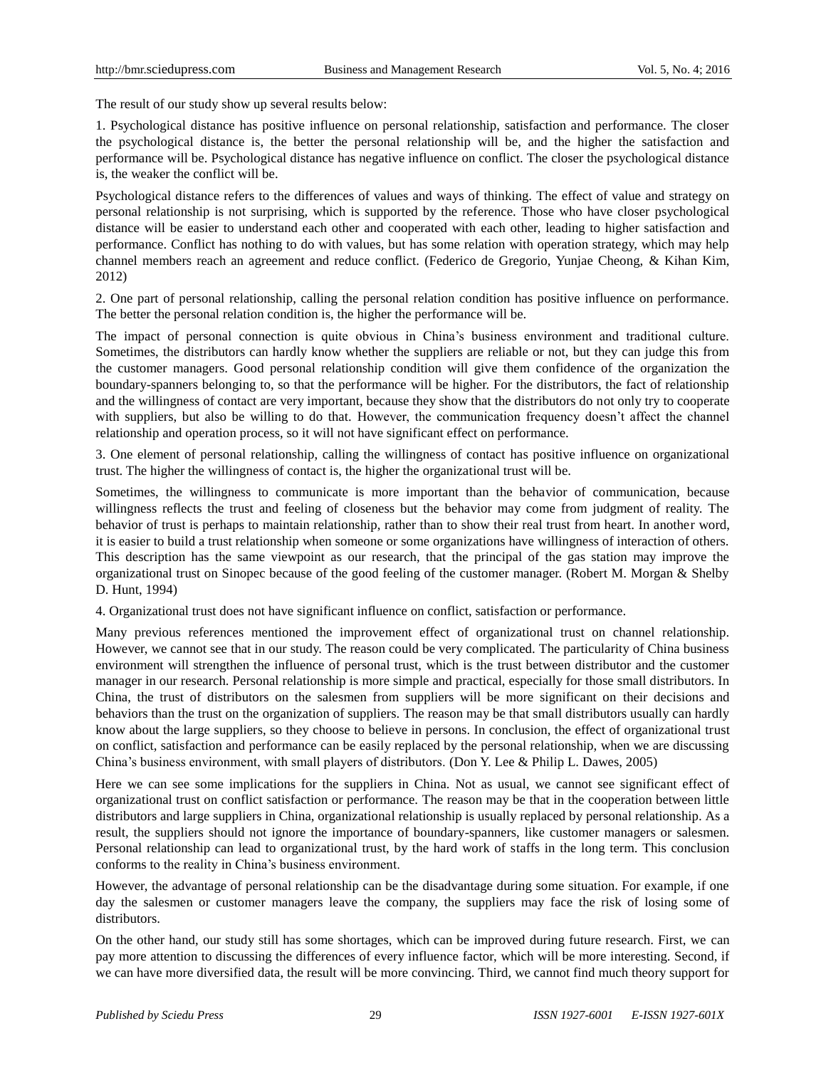The result of our study show up several results below:

1. Psychological distance has positive influence on personal relationship, satisfaction and performance. The closer the psychological distance is, the better the personal relationship will be, and the higher the satisfaction and performance will be. Psychological distance has negative influence on conflict. The closer the psychological distance is, the weaker the conflict will be.

Psychological distance refers to the differences of values and ways of thinking. The effect of value and strategy on personal relationship is not surprising, which is supported by the reference. Those who have closer psychological distance will be easier to understand each other and cooperated with each other, leading to higher satisfaction and performance. Conflict has nothing to do with values, but has some relation with operation strategy, which may help channel members reach an agreement and reduce conflict. (Federico de Gregorio, Yunjae Cheong, & Kihan Kim, 2012)

2. One part of personal relationship, calling the personal relation condition has positive influence on performance. The better the personal relation condition is, the higher the performance will be.

The impact of personal connection is quite obvious in China's business environment and traditional culture. Sometimes, the distributors can hardly know whether the suppliers are reliable or not, but they can judge this from the customer managers. Good personal relationship condition will give them confidence of the organization the boundary-spanners belonging to, so that the performance will be higher. For the distributors, the fact of relationship and the willingness of contact are very important, because they show that the distributors do not only try to cooperate with suppliers, but also be willing to do that. However, the communication frequency doesn't affect the channel relationship and operation process, so it will not have significant effect on performance.

3. One element of personal relationship, calling the willingness of contact has positive influence on organizational trust. The higher the willingness of contact is, the higher the organizational trust will be.

Sometimes, the willingness to communicate is more important than the behavior of communication, because willingness reflects the trust and feeling of closeness but the behavior may come from judgment of reality. The behavior of trust is perhaps to maintain relationship, rather than to show their real trust from heart. In another word, it is easier to build a trust relationship when someone or some organizations have willingness of interaction of others. This description has the same viewpoint as our research, that the principal of the gas station may improve the organizational trust on Sinopec because of the good feeling of the customer manager. (Robert M. Morgan & Shelby D. Hunt, 1994)

4. Organizational trust does not have significant influence on conflict, satisfaction or performance.

Many previous references mentioned the improvement effect of organizational trust on channel relationship. However, we cannot see that in our study. The reason could be very complicated. The particularity of China business environment will strengthen the influence of personal trust, which is the trust between distributor and the customer manager in our research. Personal relationship is more simple and practical, especially for those small distributors. In China, the trust of distributors on the salesmen from suppliers will be more significant on their decisions and behaviors than the trust on the organization of suppliers. The reason may be that small distributors usually can hardly know about the large suppliers, so they choose to believe in persons. In conclusion, the effect of organizational trust on conflict, satisfaction and performance can be easily replaced by the personal relationship, when we are discussing China's business environment, with small players of distributors. (Don Y. Lee & Philip L. Dawes, 2005)

Here we can see some implications for the suppliers in China. Not as usual, we cannot see significant effect of organizational trust on conflict satisfaction or performance. The reason may be that in the cooperation between little distributors and large suppliers in China, organizational relationship is usually replaced by personal relationship. As a result, the suppliers should not ignore the importance of boundary-spanners, like customer managers or salesmen. Personal relationship can lead to organizational trust, by the hard work of staffs in the long term. This conclusion conforms to the reality in China's business environment.

However, the advantage of personal relationship can be the disadvantage during some situation. For example, if one day the salesmen or customer managers leave the company, the suppliers may face the risk of losing some of distributors.

On the other hand, our study still has some shortages, which can be improved during future research. First, we can pay more attention to discussing the differences of every influence factor, which will be more interesting. Second, if we can have more diversified data, the result will be more convincing. Third, we cannot find much theory support for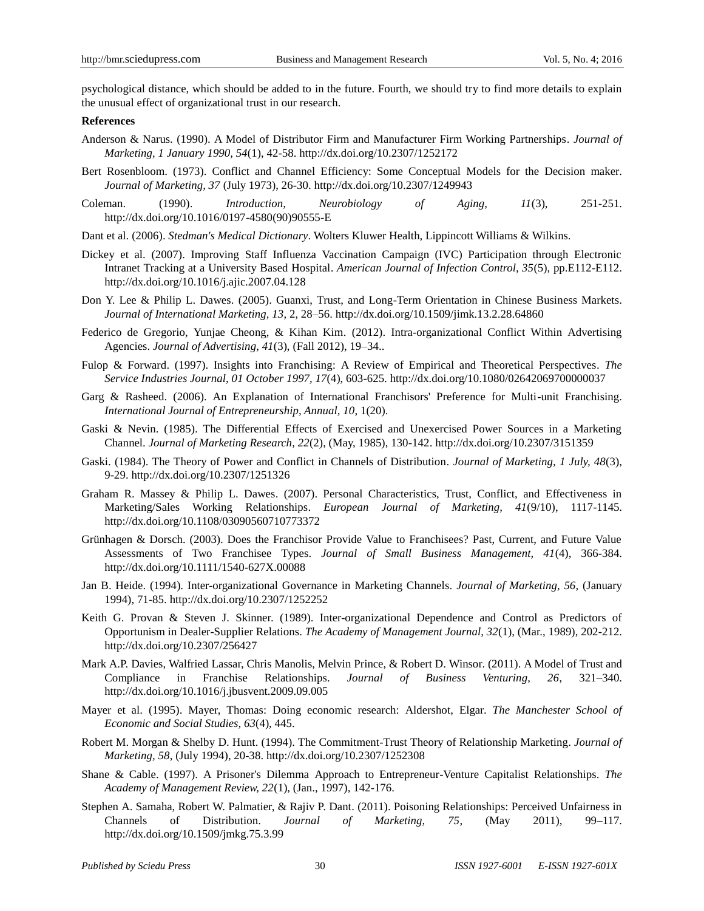psychological distance, which should be added to in the future. Fourth, we should try to find more details to explain the unusual effect of organizational trust in our research.

**References**

Anderson & Narus. (1990). A Model of Distributor Firm and Manufacturer Firm Working Partnerships. *Journal of Marketing, 1 January 1990, 54*(1), 42-58. http://dx.doi.org/10.2307/1252172

Bert Rosenbloom. (1973). Conflict and Channel Efficiency: Some Conceptual Models for the Decision maker. *Journal of Marketing, 37* (July 1973), 26-30. http://dx.doi.org/10.2307/1249943

Coleman. (1990). *Introduction, Neurobiology of Aging, 11*(3), 251-251. http://dx.doi.org/10.1016/0197-4580(90)90555-E

Dant et al. (2006). *Stedman's Medical Dictionary*. Wolters Kluwer Health, Lippincott Williams & Wilkins.

Dickey et al. (2007). Improving Staff Influenza Vaccination Campaign (IVC) Participation through Electronic Intranet Tracking at a University Based Hospital. *American Journal of Infection Control, 35*(5), pp.E112-E112. http://dx.doi.org/10.1016/j.ajic.2007.04.128

Don Y. Lee & Philip L. Dawes. (2005). Guanxi, Trust, and Long-Term Orientation in Chinese Business Markets. *Journal of International Marketing, 13*, 2, 28–56. http://dx.doi.org/10.1509/jimk.13.2.28.64860

Federico de Gregorio, Yunjae Cheong, & Kihan Kim. (2012). Intra-organizational Conflict Within Advertising Agencies. *Journal of Advertising, 41*(3), (Fall 2012), 19–34..

Fulop & Forward. (1997). Insights into Franchising: A Review of Empirical and Theoretical Perspectives. *The Service Industries Journal, 01 October 1997, 17*(4), 603-625. http://dx.doi.org/10.1080/02642069700000037

Garg & Rasheed. (2006). An Explanation of International Franchisors' Preference for Multi-unit Franchising. *International Journal of Entrepreneurship, Annual, 10*, 1(20).

Gaski & Nevin. (1985). The Differential Effects of Exercised and Unexercised Power Sources in a Marketing Channel. *Journal of Marketing Research, 22*(2), (May, 1985), 130-142. http://dx.doi.org/10.2307/3151359

Gaski. (1984). The Theory of Power and Conflict in Channels of Distribution. *Journal of Marketing, 1 July, 48*(3), 9-29. http://dx.doi.org/10.2307/1251326

Graham R. Massey & Philip L. Dawes. (2007). Personal Characteristics, Trust, Conflict, and Effectiveness in Marketing/Sales Working Relationships. *European Journal of Marketing, 41*(9/10), 1117-1145. http://dx.doi.org/10.1108/03090560710773372

Grünhagen & Dorsch. (2003). Does the Franchisor Provide Value to Franchisees? Past, Current, and Future Value Assessments of Two Franchisee Types. *Journal of Small Business Management, 41*(4), 366-384. http://dx.doi.org/10.1111/1540-627X.00088

Jan B. Heide. (1994). Inter-organizational Governance in Marketing Channels. *Journal of Marketing, 56*, (January 1994), 71-85. http://dx.doi.org/10.2307/1252252

Keith G. Provan & Steven J. Skinner. (1989). Inter-organizational Dependence and Control as Predictors of Opportunism in Dealer-Supplier Relations. *The Academy of Management Journal, 32*(1), (Mar., 1989), 202-212. http://dx.doi.org/10.2307/256427

Mark A.P. Davies, Walfried Lassar, Chris Manolis, Melvin Prince, & Robert D. Winsor. (2011). A Model of Trust and Compliance in Franchise Relationships. *Journal of Business Venturing, 26*, 321–340. http://dx.doi.org/10.1016/j.jbusvent.2009.09.005

Mayer et al. (1995). Mayer, Thomas: Doing economic research: Aldershot, Elgar. *The Manchester School of Economic and Social Studies, 63*(4), 445.

Robert M. Morgan & Shelby D. Hunt. (1994). The Commitment-Trust Theory of Relationship Marketing. *Journal of Marketing, 58*, (July 1994), 20-38. http://dx.doi.org/10.2307/1252308

Shane & Cable. (1997). A Prisoner's Dilemma Approach to Entrepreneur-Venture Capitalist Relationships. *The Academy of Management Review, 22*(1), (Jan., 1997), 142-176.

Stephen A. Samaha, Robert W. Palmatier, & Rajiv P. Dant. (2011). Poisoning Relationships: Perceived Unfairness in Channels of Distribution. *Journal of Marketing, 75*, (May 2011), 99–117. http://dx.doi.org/10.1509/jmkg.75.3.99